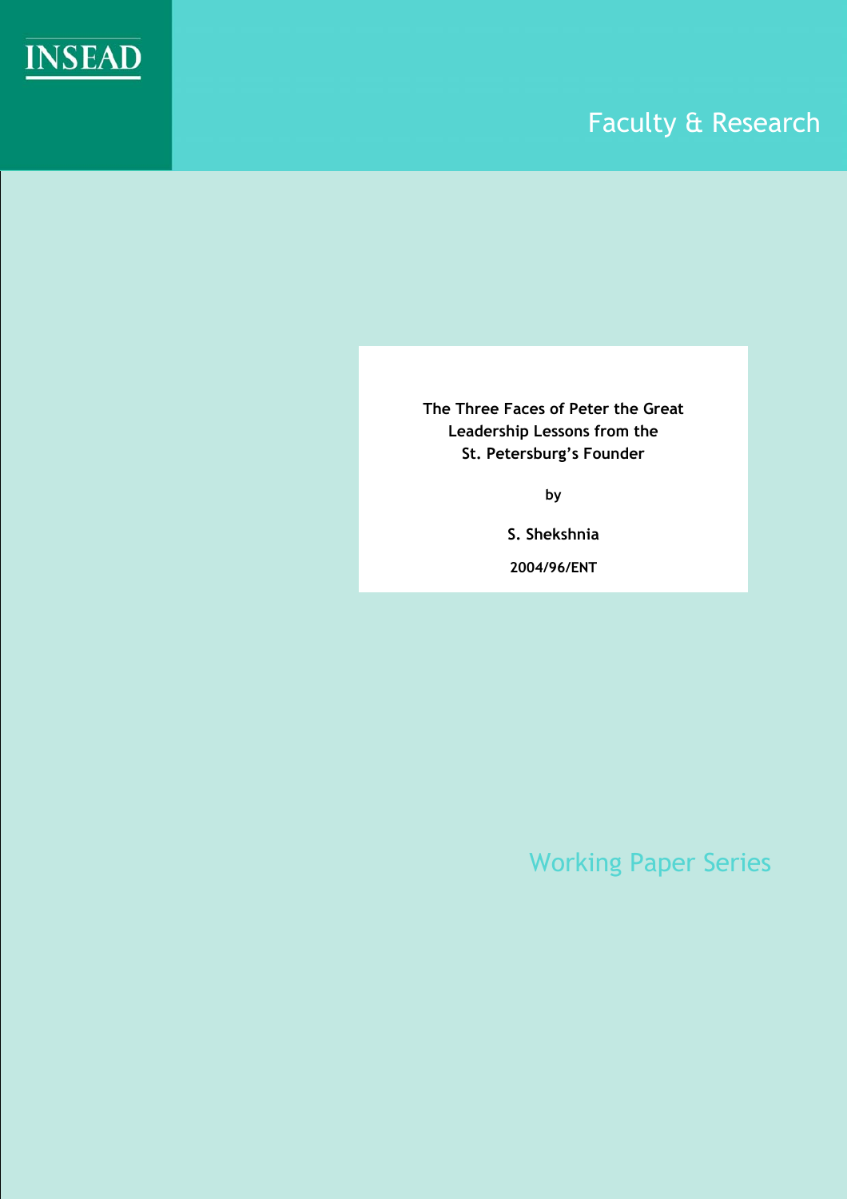INSEAD

Faculty & Research

**The Three Faces of Peter the Great**
**Leadership Lessons from the**
**St. Petersburg's Founder**

by

**S. Shekshnia**

**2004/96/ENT**

Working Paper Series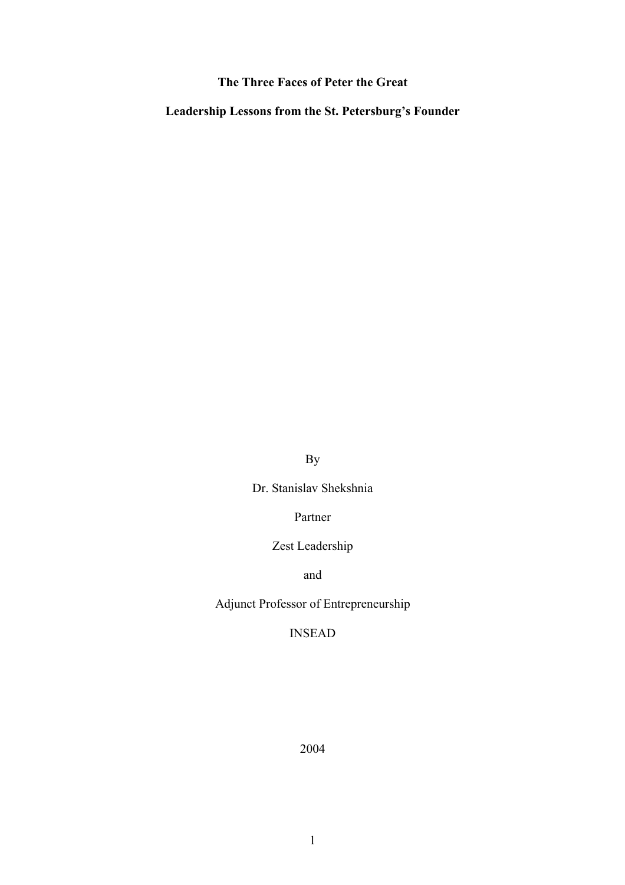**The Three Faces of Peter the Great**

**Leadership Lessons from the St. Petersburg's Founder**

By

Dr. Stanislav Shekshnia

Partner

Zest Leadership

and

Adjunct Professor of Entrepreneurship

INSEAD

2004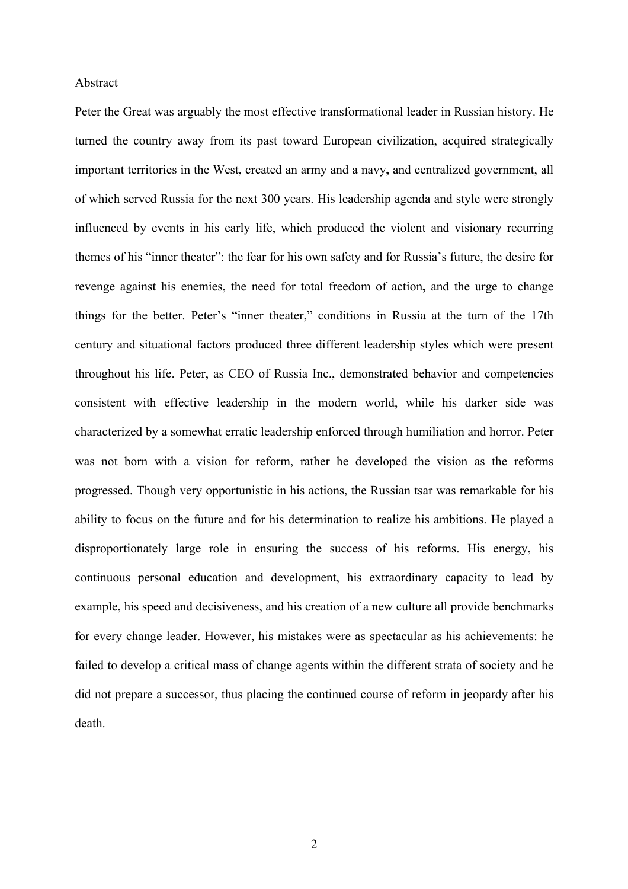Abstract

Peter the Great was arguably the most effective transformational leader in Russian history. He turned the country away from its past toward European civilization, acquired strategically important territories in the West, created an army and a navy**,** and centralized government, all of which served Russia for the next 300 years. His leadership agenda and style were strongly influenced by events in his early life, which produced the violent and visionary recurring themes of his "inner theater": the fear for his own safety and for Russia's future, the desire for revenge against his enemies, the need for total freedom of action**,** and the urge to change things for the better. Peter's "inner theater," conditions in Russia at the turn of the 17th century and situational factors produced three different leadership styles which were present throughout his life. Peter, as CEO of Russia Inc., demonstrated behavior and competencies consistent with effective leadership in the modern world, while his darker side was characterized by a somewhat erratic leadership enforced through humiliation and horror. Peter was not born with a vision for reform, rather he developed the vision as the reforms progressed. Though very opportunistic in his actions, the Russian tsar was remarkable for his ability to focus on the future and for his determination to realize his ambitions. He played a disproportionately large role in ensuring the success of his reforms. His energy, his continuous personal education and development, his extraordinary capacity to lead by example, his speed and decisiveness, and his creation of a new culture all provide benchmarks for every change leader. However, his mistakes were as spectacular as his achievements: he failed to develop a critical mass of change agents within the different strata of society and he did not prepare a successor, thus placing the continued course of reform in jeopardy after his death.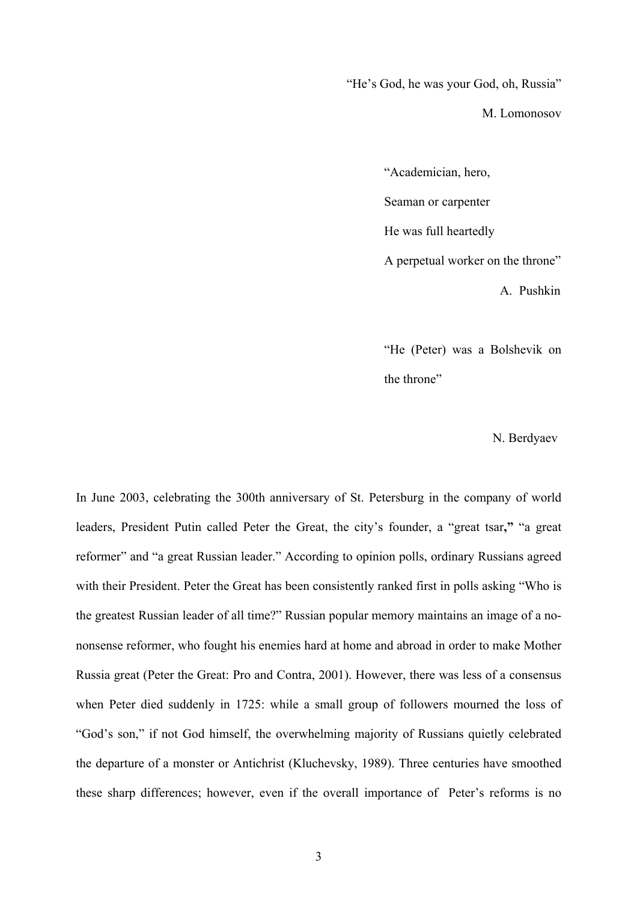"He's God, he was your God, oh, Russia"

M. Lomonosov

"Academician, hero,
Seaman or carpenter
He was full heartedly
A perpetual worker on the throne"

A. Pushkin

"He (Peter) was a Bolshevik on the throne"

N. Berdyaev

In June 2003, celebrating the 300th anniversary of St. Petersburg in the company of world leaders, President Putin called Peter the Great, the city's founder, a "great tsar**,"** "a great reformer" and "a great Russian leader." According to opinion polls, ordinary Russians agreed with their President. Peter the Great has been consistently ranked first in polls asking "Who is the greatest Russian leader of all time?" Russian popular memory maintains an image of a no-nonsense reformer, who fought his enemies hard at home and abroad in order to make Mother Russia great (Peter the Great: Pro and Contra, 2001). However, there was less of a consensus when Peter died suddenly in 1725: while a small group of followers mourned the loss of "God's son," if not God himself, the overwhelming majority of Russians quietly celebrated the departure of a monster or Antichrist (Kluchevsky, 1989). Three centuries have smoothed these sharp differences; however, even if the overall importance of Peter's reforms is no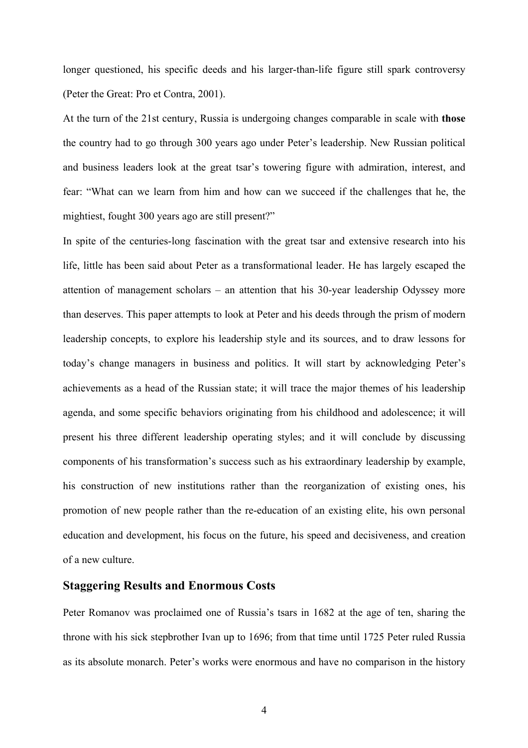longer questioned, his specific deeds and his larger-than-life figure still spark controversy (Peter the Great: Pro et Contra, 2001).

At the turn of the 21st century, Russia is undergoing changes comparable in scale with **those** the country had to go through 300 years ago under Peter's leadership. New Russian political and business leaders look at the great tsar's towering figure with admiration, interest, and fear: "What can we learn from him and how can we succeed if the challenges that he, the mightiest, fought 300 years ago are still present?"

In spite of the centuries-long fascination with the great tsar and extensive research into his life, little has been said about Peter as a transformational leader. He has largely escaped the attention of management scholars – an attention that his 30-year leadership Odyssey more than deserves. This paper attempts to look at Peter and his deeds through the prism of modern leadership concepts, to explore his leadership style and its sources, and to draw lessons for today's change managers in business and politics. It will start by acknowledging Peter's achievements as a head of the Russian state; it will trace the major themes of his leadership agenda, and some specific behaviors originating from his childhood and adolescence; it will present his three different leadership operating styles; and it will conclude by discussing components of his transformation's success such as his extraordinary leadership by example, his construction of new institutions rather than the reorganization of existing ones, his promotion of new people rather than the re-education of an existing elite, his own personal education and development, his focus on the future, his speed and decisiveness, and creation of a new culture.

## Staggering Results and Enormous Costs

Peter Romanov was proclaimed one of Russia's tsars in 1682 at the age of ten, sharing the throne with his sick stepbrother Ivan up to 1696; from that time until 1725 Peter ruled Russia as its absolute monarch. Peter's works were enormous and have no comparison in the history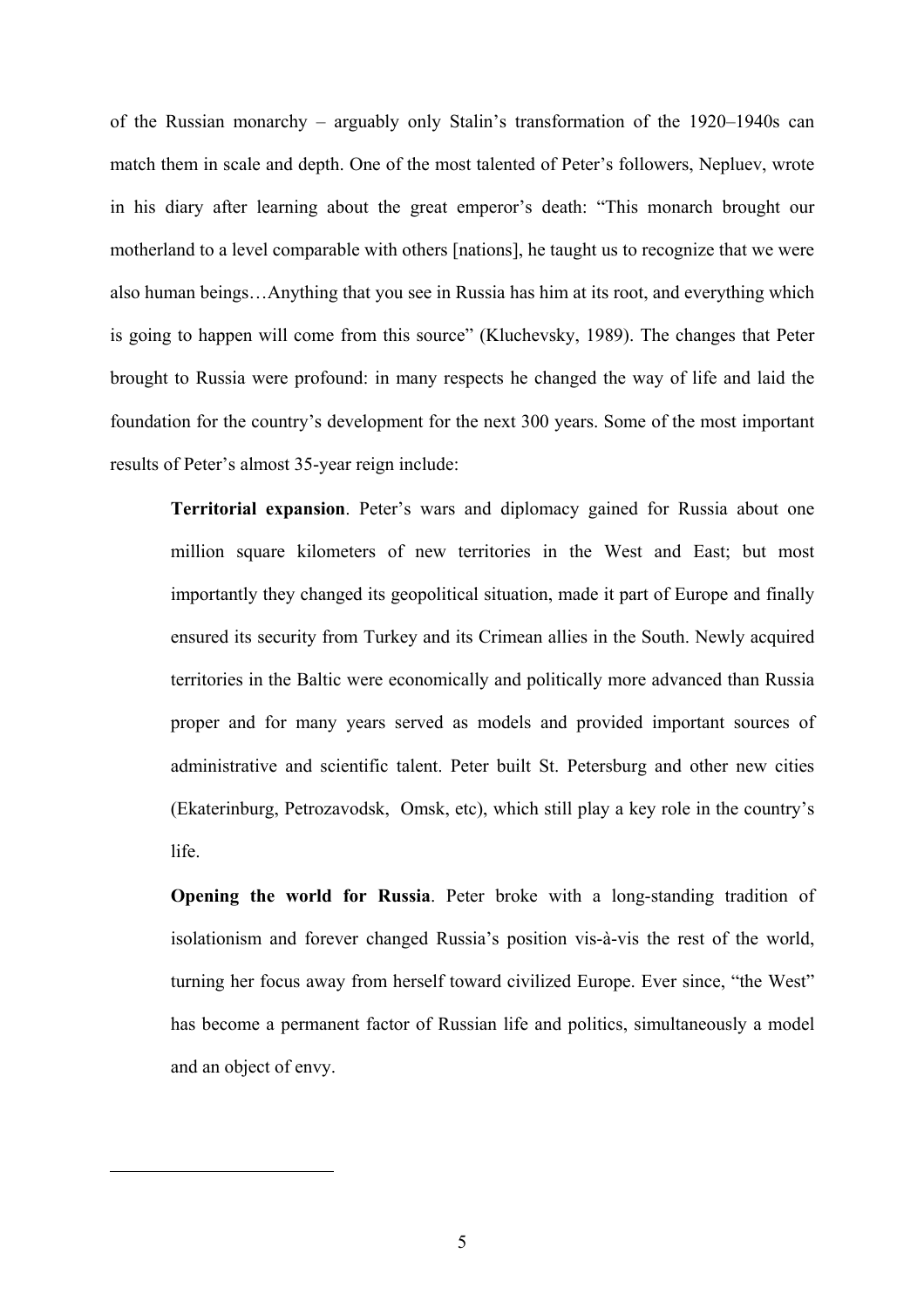of the Russian monarchy – arguably only Stalin's transformation of the 1920–1940s can match them in scale and depth. One of the most talented of Peter's followers, Nepluev, wrote in his diary after learning about the great emperor's death: "This monarch brought our motherland to a level comparable with others [nations], he taught us to recognize that we were also human beings…Anything that you see in Russia has him at its root, and everything which is going to happen will come from this source" (Kluchevsky, 1989). The changes that Peter brought to Russia were profound: in many respects he changed the way of life and laid the foundation for the country's development for the next 300 years. Some of the most important results of Peter's almost 35-year reign include:

**Territorial expansion**. Peter's wars and diplomacy gained for Russia about one million square kilometers of new territories in the West and East; but most importantly they changed its geopolitical situation, made it part of Europe and finally ensured its security from Turkey and its Crimean allies in the South. Newly acquired territories in the Baltic were economically and politically more advanced than Russia proper and for many years served as models and provided important sources of administrative and scientific talent. Peter built St. Petersburg and other new cities (Ekaterinburg, Petrozavodsk, Omsk, etc), which still play a key role in the country's life.

**Opening the world for Russia**. Peter broke with a long-standing tradition of isolationism and forever changed Russia's position vis-à-vis the rest of the world, turning her focus away from herself toward civilized Europe. Ever since, "the West" has become a permanent factor of Russian life and politics, simultaneously a model and an object of envy.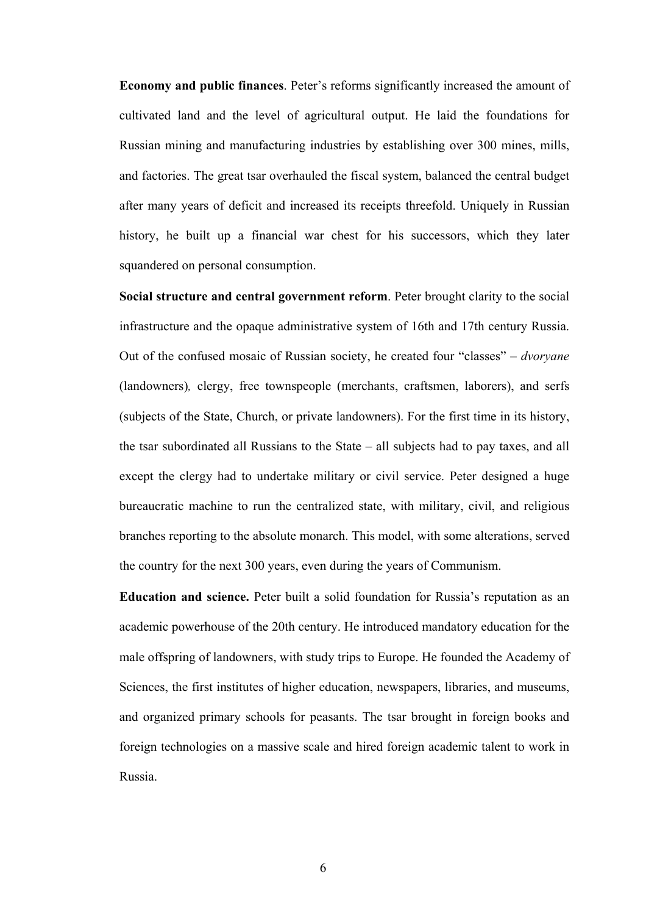**Economy and public finances**. Peter's reforms significantly increased the amount of cultivated land and the level of agricultural output. He laid the foundations for Russian mining and manufacturing industries by establishing over 300 mines, mills, and factories. The great tsar overhauled the fiscal system, balanced the central budget after many years of deficit and increased its receipts threefold. Uniquely in Russian history, he built up a financial war chest for his successors, which they later squandered on personal consumption.

**Social structure and central government reform**. Peter brought clarity to the social infrastructure and the opaque administrative system of 16th and 17th century Russia. Out of the confused mosaic of Russian society, he created four "classes" – *dvoryane* (landowners)*,* clergy, free townspeople (merchants, craftsmen, laborers), and serfs (subjects of the State, Church, or private landowners). For the first time in its history, the tsar subordinated all Russians to the State – all subjects had to pay taxes, and all except the clergy had to undertake military or civil service. Peter designed a huge bureaucratic machine to run the centralized state, with military, civil, and religious branches reporting to the absolute monarch. This model, with some alterations, served the country for the next 300 years, even during the years of Communism.

**Education and science.** Peter built a solid foundation for Russia's reputation as an academic powerhouse of the 20th century. He introduced mandatory education for the male offspring of landowners, with study trips to Europe. He founded the Academy of Sciences, the first institutes of higher education, newspapers, libraries, and museums, and organized primary schools for peasants. The tsar brought in foreign books and foreign technologies on a massive scale and hired foreign academic talent to work in Russia.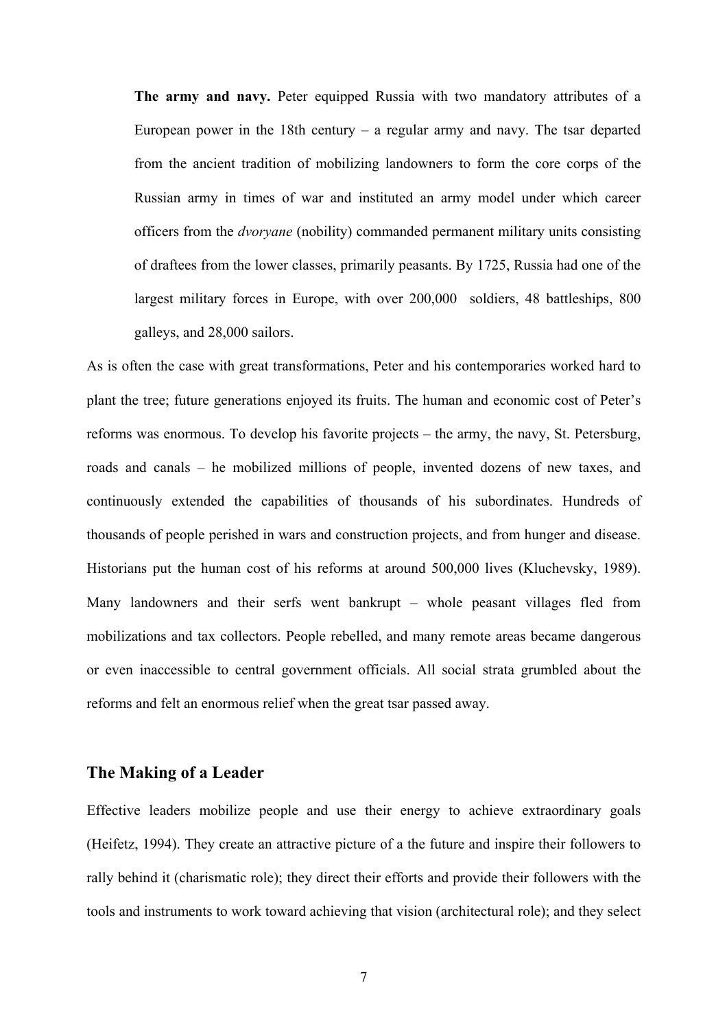**The army and navy.** Peter equipped Russia with two mandatory attributes of a European power in the 18th century – a regular army and navy. The tsar departed from the ancient tradition of mobilizing landowners to form the core corps of the Russian army in times of war and instituted an army model under which career officers from the *dvoryane* (nobility) commanded permanent military units consisting of draftees from the lower classes, primarily peasants. By 1725, Russia had one of the largest military forces in Europe, with over 200,000 soldiers, 48 battleships, 800 galleys, and 28,000 sailors.

As is often the case with great transformations, Peter and his contemporaries worked hard to plant the tree; future generations enjoyed its fruits. The human and economic cost of Peter's reforms was enormous. To develop his favorite projects – the army, the navy, St. Petersburg, roads and canals – he mobilized millions of people, invented dozens of new taxes, and continuously extended the capabilities of thousands of his subordinates. Hundreds of thousands of people perished in wars and construction projects, and from hunger and disease. Historians put the human cost of his reforms at around 500,000 lives (Kluchevsky, 1989). Many landowners and their serfs went bankrupt – whole peasant villages fled from mobilizations and tax collectors. People rebelled, and many remote areas became dangerous or even inaccessible to central government officials. All social strata grumbled about the reforms and felt an enormous relief when the great tsar passed away.

## The Making of a Leader

Effective leaders mobilize people and use their energy to achieve extraordinary goals (Heifetz, 1994). They create an attractive picture of a the future and inspire their followers to rally behind it (charismatic role); they direct their efforts and provide their followers with the tools and instruments to work toward achieving that vision (architectural role); and they select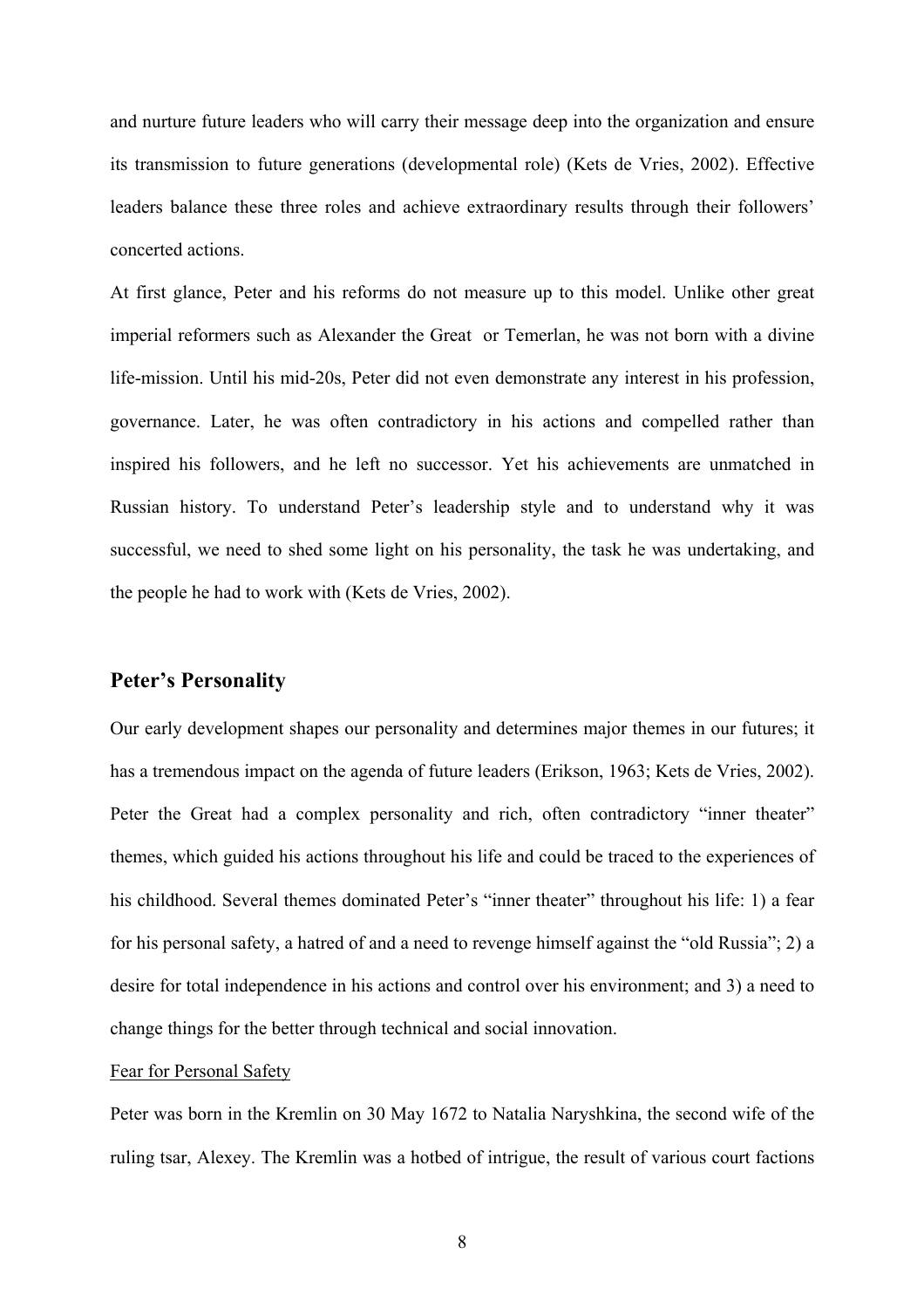and nurture future leaders who will carry their message deep into the organization and ensure its transmission to future generations (developmental role) (Kets de Vries, 2002). Effective leaders balance these three roles and achieve extraordinary results through their followers' concerted actions.

At first glance, Peter and his reforms do not measure up to this model. Unlike other great imperial reformers such as Alexander the Great or Temerlan, he was not born with a divine life-mission. Until his mid-20s, Peter did not even demonstrate any interest in his profession, governance. Later, he was often contradictory in his actions and compelled rather than inspired his followers, and he left no successor. Yet his achievements are unmatched in Russian history. To understand Peter's leadership style and to understand why it was successful, we need to shed some light on his personality, the task he was undertaking, and the people he had to work with (Kets de Vries, 2002).

## Peter's Personality

Our early development shapes our personality and determines major themes in our futures; it has a tremendous impact on the agenda of future leaders (Erikson, 1963; Kets de Vries, 2002). Peter the Great had a complex personality and rich, often contradictory "inner theater" themes, which guided his actions throughout his life and could be traced to the experiences of his childhood. Several themes dominated Peter's "inner theater" throughout his life: 1) a fear for his personal safety, a hatred of and a need to revenge himself against the "old Russia"; 2) a desire for total independence in his actions and control over his environment; and 3) a need to change things for the better through technical and social innovation.

### Fear for Personal Safety

Peter was born in the Kremlin on 30 May 1672 to Natalia Naryshkina, the second wife of the ruling tsar, Alexey. The Kremlin was a hotbed of intrigue, the result of various court factions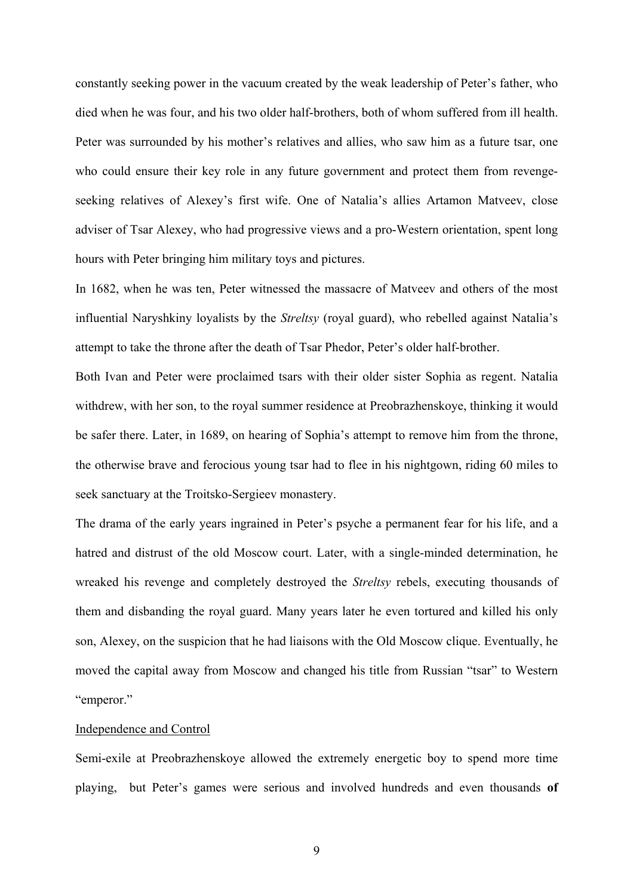constantly seeking power in the vacuum created by the weak leadership of Peter's father, who died when he was four, and his two older half-brothers, both of whom suffered from ill health. Peter was surrounded by his mother's relatives and allies, who saw him as a future tsar, one who could ensure their key role in any future government and protect them from revenge-seeking relatives of Alexey's first wife. One of Natalia's allies Artamon Matveev, close adviser of Tsar Alexey, who had progressive views and a pro-Western orientation, spent long hours with Peter bringing him military toys and pictures.

In 1682, when he was ten, Peter witnessed the massacre of Matveev and others of the most influential Naryshkiny loyalists by the *Streltsy* (royal guard), who rebelled against Natalia's attempt to take the throne after the death of Tsar Phedor, Peter's older half-brother.

Both Ivan and Peter were proclaimed tsars with their older sister Sophia as regent. Natalia withdrew, with her son, to the royal summer residence at Preobrazhenskoye, thinking it would be safer there. Later, in 1689, on hearing of Sophia's attempt to remove him from the throne, the otherwise brave and ferocious young tsar had to flee in his nightgown, riding 60 miles to seek sanctuary at the Troitsko-Sergieev monastery.

The drama of the early years ingrained in Peter's psyche a permanent fear for his life, and a hatred and distrust of the old Moscow court. Later, with a single-minded determination, he wreaked his revenge and completely destroyed the *Streltsy* rebels, executing thousands of them and disbanding the royal guard. Many years later he even tortured and killed his only son, Alexey, on the suspicion that he had liaisons with the Old Moscow clique. Eventually, he moved the capital away from Moscow and changed his title from Russian "tsar" to Western "emperor."

<u>Independence and Control</u>

Semi-exile at Preobrazhenskoye allowed the extremely energetic boy to spend more time playing, but Peter's games were serious and involved hundreds and even thousands **of**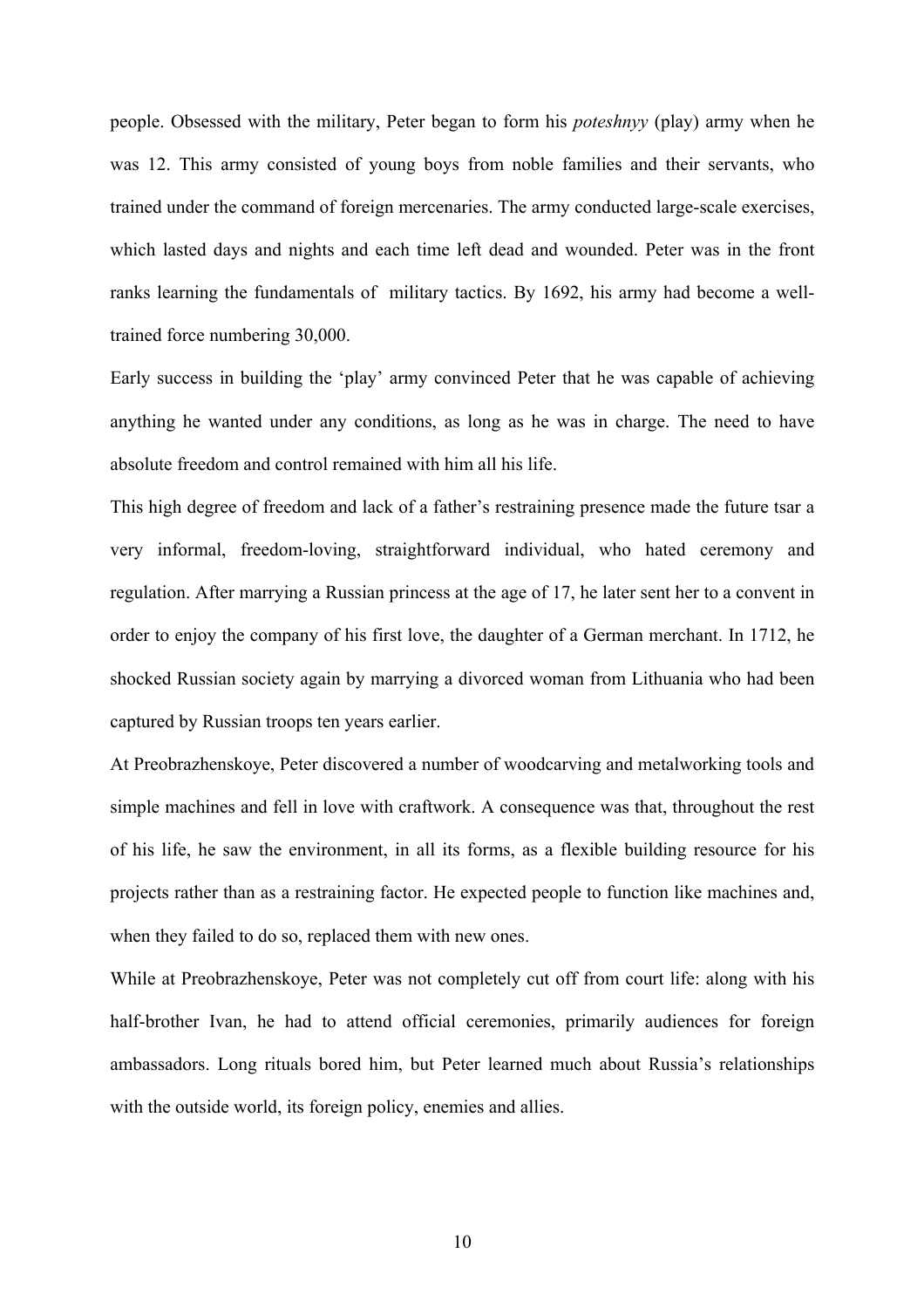people. Obsessed with the military, Peter began to form his *poteshnyy* (play) army when he was 12. This army consisted of young boys from noble families and their servants, who trained under the command of foreign mercenaries. The army conducted large-scale exercises, which lasted days and nights and each time left dead and wounded. Peter was in the front ranks learning the fundamentals of military tactics. By 1692, his army had become a well-trained force numbering 30,000.

Early success in building the 'play' army convinced Peter that he was capable of achieving anything he wanted under any conditions, as long as he was in charge. The need to have absolute freedom and control remained with him all his life.

This high degree of freedom and lack of a father's restraining presence made the future tsar a very informal, freedom-loving, straightforward individual, who hated ceremony and regulation. After marrying a Russian princess at the age of 17, he later sent her to a convent in order to enjoy the company of his first love, the daughter of a German merchant. In 1712, he shocked Russian society again by marrying a divorced woman from Lithuania who had been captured by Russian troops ten years earlier.

At Preobrazhenskoye, Peter discovered a number of woodcarving and metalworking tools and simple machines and fell in love with craftwork. A consequence was that, throughout the rest of his life, he saw the environment, in all its forms, as a flexible building resource for his projects rather than as a restraining factor. He expected people to function like machines and, when they failed to do so, replaced them with new ones.

While at Preobrazhenskoye, Peter was not completely cut off from court life: along with his half-brother Ivan, he had to attend official ceremonies, primarily audiences for foreign ambassadors. Long rituals bored him, but Peter learned much about Russia's relationships with the outside world, its foreign policy, enemies and allies.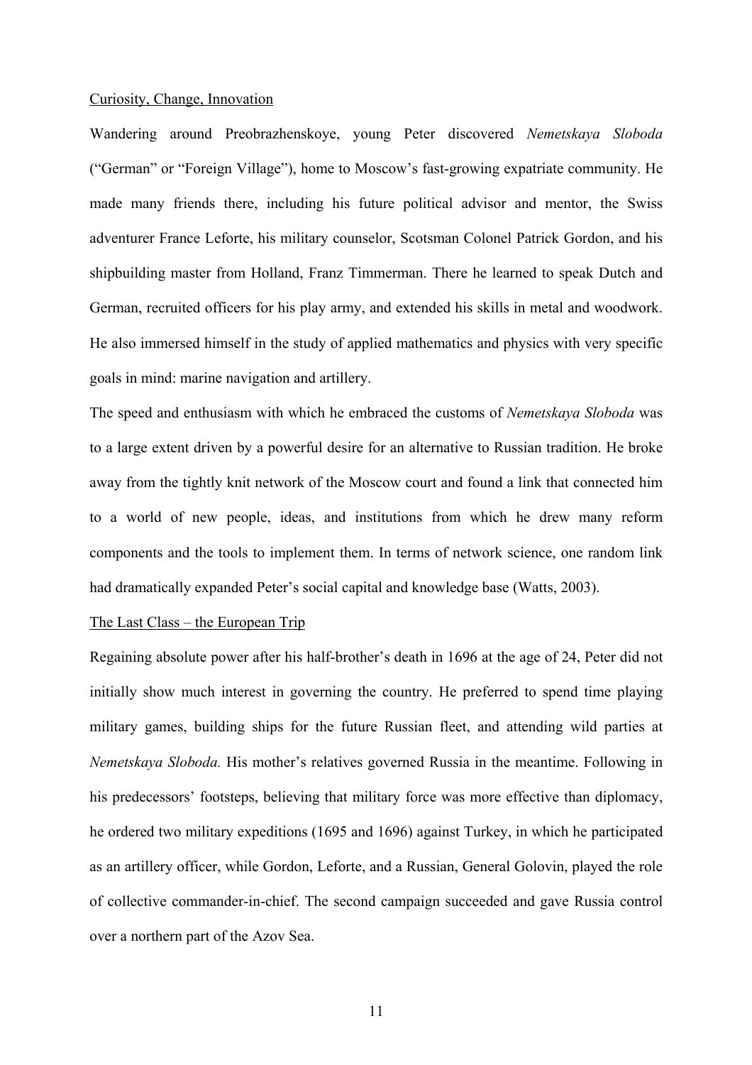Curiosity, Change, Innovation

Wandering around Preobrazhenskoye, young Peter discovered *Nemetskaya Sloboda* ("German" or "Foreign Village"), home to Moscow's fast-growing expatriate community. He made many friends there, including his future political advisor and mentor, the Swiss adventurer France Leforte, his military counselor, Scotsman Colonel Patrick Gordon, and his shipbuilding master from Holland, Franz Timmerman. There he learned to speak Dutch and German, recruited officers for his play army, and extended his skills in metal and woodwork. He also immersed himself in the study of applied mathematics and physics with very specific goals in mind: marine navigation and artillery.

The speed and enthusiasm with which he embraced the customs of *Nemetskaya Sloboda* was to a large extent driven by a powerful desire for an alternative to Russian tradition. He broke away from the tightly knit network of the Moscow court and found a link that connected him to a world of new people, ideas, and institutions from which he drew many reform components and the tools to implement them. In terms of network science, one random link had dramatically expanded Peter's social capital and knowledge base (Watts, 2003).

The Last Class – the European Trip

Regaining absolute power after his half-brother's death in 1696 at the age of 24, Peter did not initially show much interest in governing the country. He preferred to spend time playing military games, building ships for the future Russian fleet, and attending wild parties at *Nemetskaya Sloboda.* His mother's relatives governed Russia in the meantime. Following in his predecessors' footsteps, believing that military force was more effective than diplomacy, he ordered two military expeditions (1695 and 1696) against Turkey, in which he participated as an artillery officer, while Gordon, Leforte, and a Russian, General Golovin, played the role of collective commander-in-chief. The second campaign succeeded and gave Russia control over a northern part of the Azov Sea.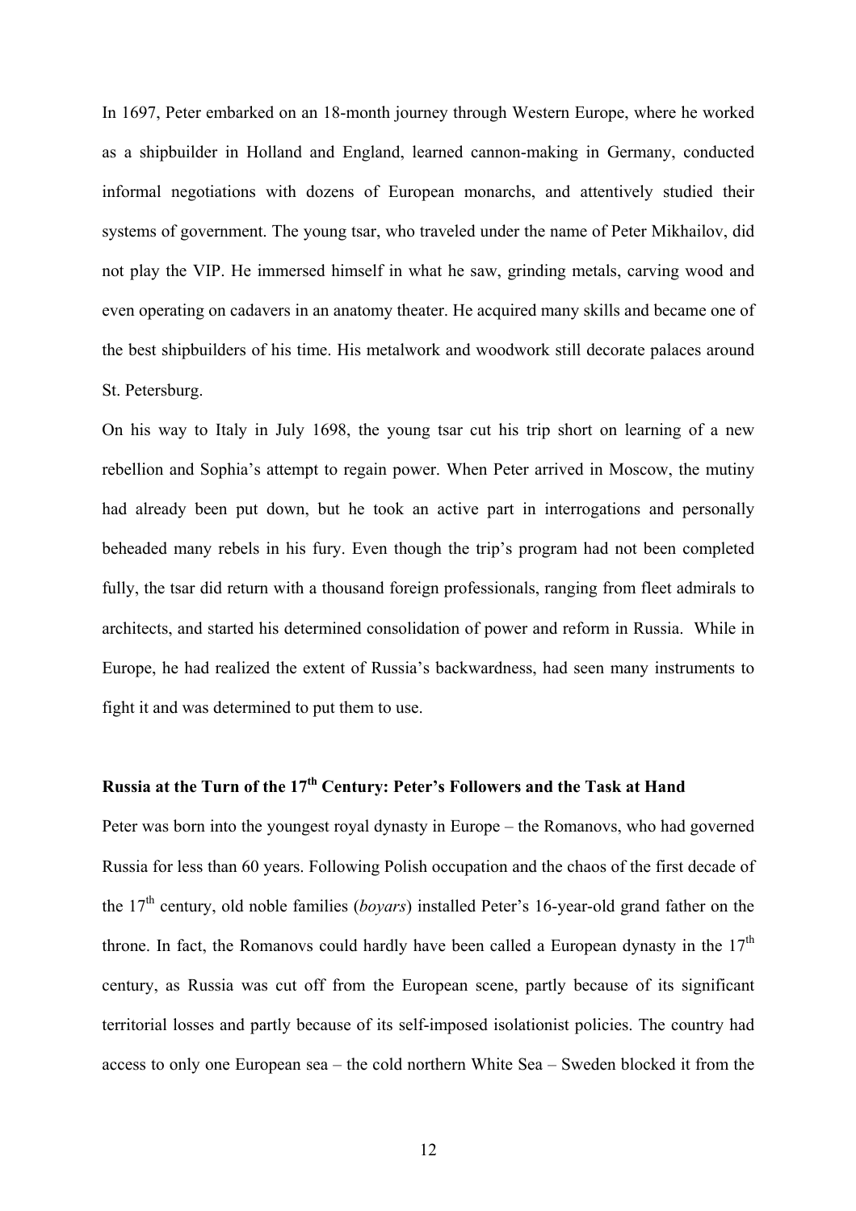In 1697, Peter embarked on an 18-month journey through Western Europe, where he worked as a shipbuilder in Holland and England, learned cannon-making in Germany, conducted informal negotiations with dozens of European monarchs, and attentively studied their systems of government. The young tsar, who traveled under the name of Peter Mikhailov, did not play the VIP. He immersed himself in what he saw, grinding metals, carving wood and even operating on cadavers in an anatomy theater. He acquired many skills and became one of the best shipbuilders of his time. His metalwork and woodwork still decorate palaces around St. Petersburg.

On his way to Italy in July 1698, the young tsar cut his trip short on learning of a new rebellion and Sophia's attempt to regain power. When Peter arrived in Moscow, the mutiny had already been put down, but he took an active part in interrogations and personally beheaded many rebels in his fury. Even though the trip's program had not been completed fully, the tsar did return with a thousand foreign professionals, ranging from fleet admirals to architects, and started his determined consolidation of power and reform in Russia. While in Europe, he had realized the extent of Russia's backwardness, had seen many instruments to fight it and was determined to put them to use.

## Russia at the Turn of the 17th Century: Peter's Followers and the Task at Hand

Peter was born into the youngest royal dynasty in Europe – the Romanovs, who had governed Russia for less than 60 years. Following Polish occupation and the chaos of the first decade of the 17th century, old noble families (*boyars*) installed Peter's 16-year-old grand father on the throne. In fact, the Romanovs could hardly have been called a European dynasty in the 17th century, as Russia was cut off from the European scene, partly because of its significant territorial losses and partly because of its self-imposed isolationist policies. The country had access to only one European sea – the cold northern White Sea – Sweden blocked it from the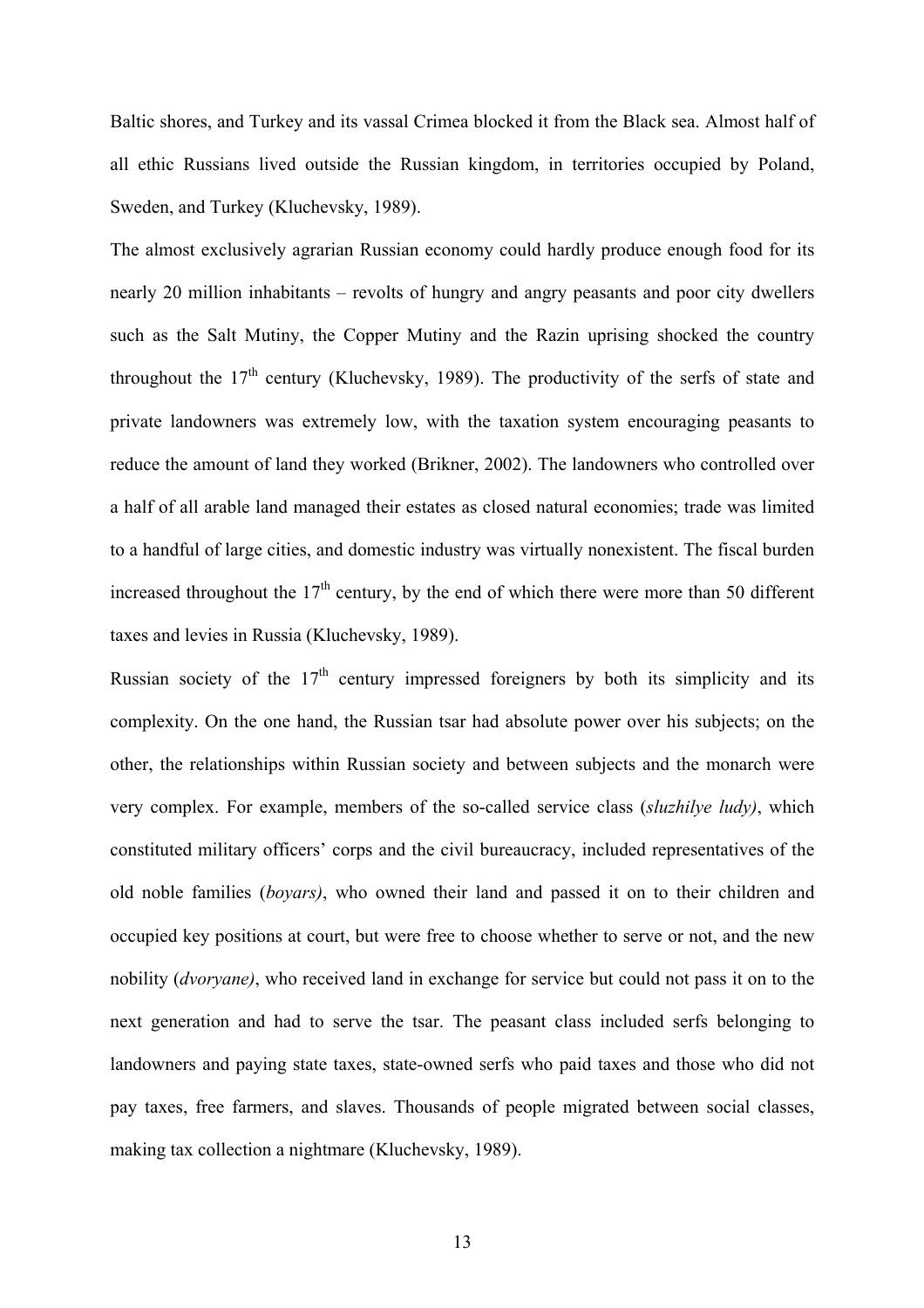Baltic shores, and Turkey and its vassal Crimea blocked it from the Black sea. Almost half of all ethic Russians lived outside the Russian kingdom, in territories occupied by Poland, Sweden, and Turkey (Kluchevsky, 1989).

The almost exclusively agrarian Russian economy could hardly produce enough food for its nearly 20 million inhabitants – revolts of hungry and angry peasants and poor city dwellers such as the Salt Mutiny, the Copper Mutiny and the Razin uprising shocked the country throughout the 17th century (Kluchevsky, 1989). The productivity of the serfs of state and private landowners was extremely low, with the taxation system encouraging peasants to reduce the amount of land they worked (Brikner, 2002). The landowners who controlled over a half of all arable land managed their estates as closed natural economies; trade was limited to a handful of large cities, and domestic industry was virtually nonexistent. The fiscal burden increased throughout the 17th century, by the end of which there were more than 50 different taxes and levies in Russia (Kluchevsky, 1989).

Russian society of the 17th century impressed foreigners by both its simplicity and its complexity. On the one hand, the Russian tsar had absolute power over his subjects; on the other, the relationships within Russian society and between subjects and the monarch were very complex. For example, members of the so-called service class (*sluzhilye ludy)*, which constituted military officers' corps and the civil bureaucracy, included representatives of the old noble families (*boyars)*, who owned their land and passed it on to their children and occupied key positions at court, but were free to choose whether to serve or not, and the new nobility (*dvoryane)*, who received land in exchange for service but could not pass it on to the next generation and had to serve the tsar. The peasant class included serfs belonging to landowners and paying state taxes, state-owned serfs who paid taxes and those who did not pay taxes, free farmers, and slaves. Thousands of people migrated between social classes, making tax collection a nightmare (Kluchevsky, 1989).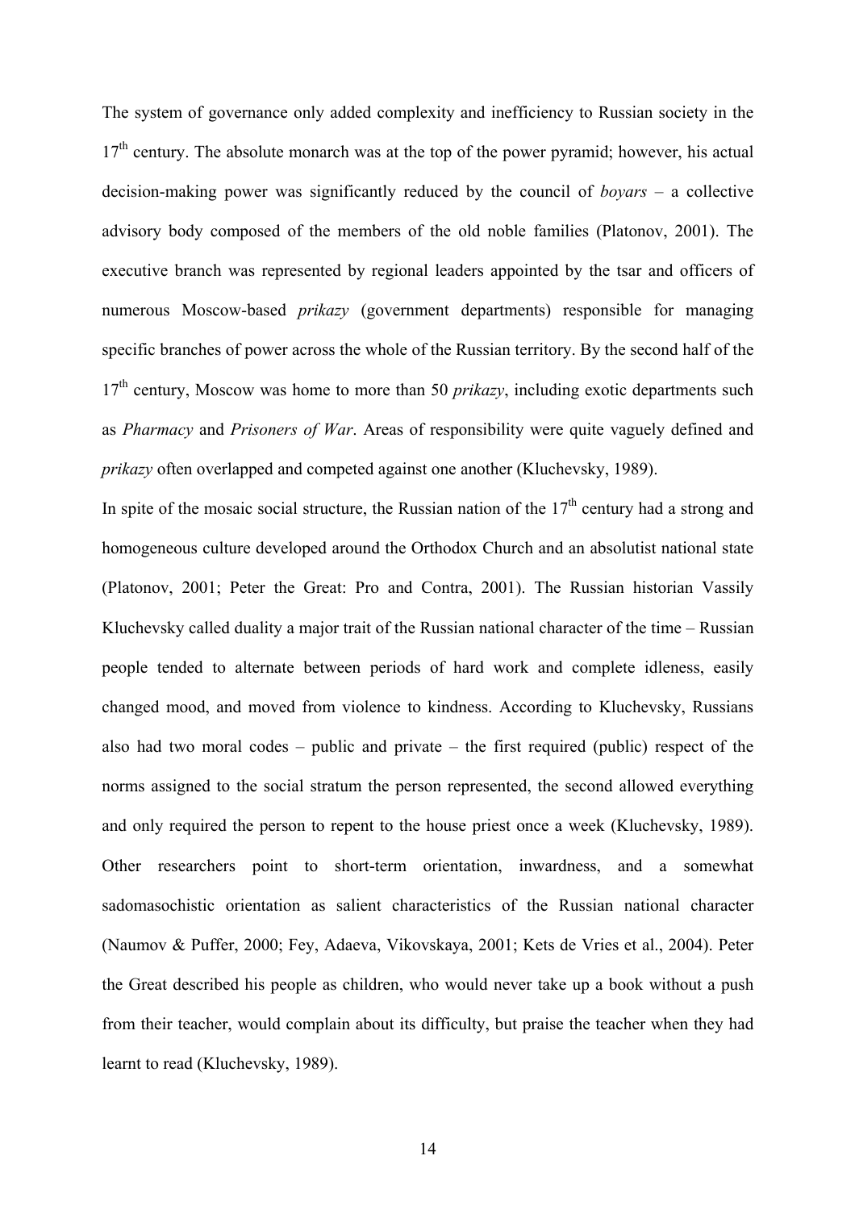The system of governance only added complexity and inefficiency to Russian society in the 17th century. The absolute monarch was at the top of the power pyramid; however, his actual decision-making power was significantly reduced by the council of *boyars* – a collective advisory body composed of the members of the old noble families (Platonov, 2001). The executive branch was represented by regional leaders appointed by the tsar and officers of numerous Moscow-based *prikazy* (government departments) responsible for managing specific branches of power across the whole of the Russian territory. By the second half of the 17th century, Moscow was home to more than 50 *prikazy*, including exotic departments such as *Pharmacy* and *Prisoners of War*. Areas of responsibility were quite vaguely defined and *prikazy* often overlapped and competed against one another (Kluchevsky, 1989).

In spite of the mosaic social structure, the Russian nation of the 17th century had a strong and homogeneous culture developed around the Orthodox Church and an absolutist national state (Platonov, 2001; Peter the Great: Pro and Contra, 2001). The Russian historian Vassily Kluchevsky called duality a major trait of the Russian national character of the time – Russian people tended to alternate between periods of hard work and complete idleness, easily changed mood, and moved from violence to kindness. According to Kluchevsky, Russians also had two moral codes – public and private – the first required (public) respect of the norms assigned to the social stratum the person represented, the second allowed everything and only required the person to repent to the house priest once a week (Kluchevsky, 1989). Other researchers point to short-term orientation, inwardness, and a somewhat sadomasochistic orientation as salient characteristics of the Russian national character (Naumov & Puffer, 2000; Fey, Adaeva, Vikovskaya, 2001; Kets de Vries et al., 2004). Peter the Great described his people as children, who would never take up a book without a push from their teacher, would complain about its difficulty, but praise the teacher when they had learnt to read (Kluchevsky, 1989).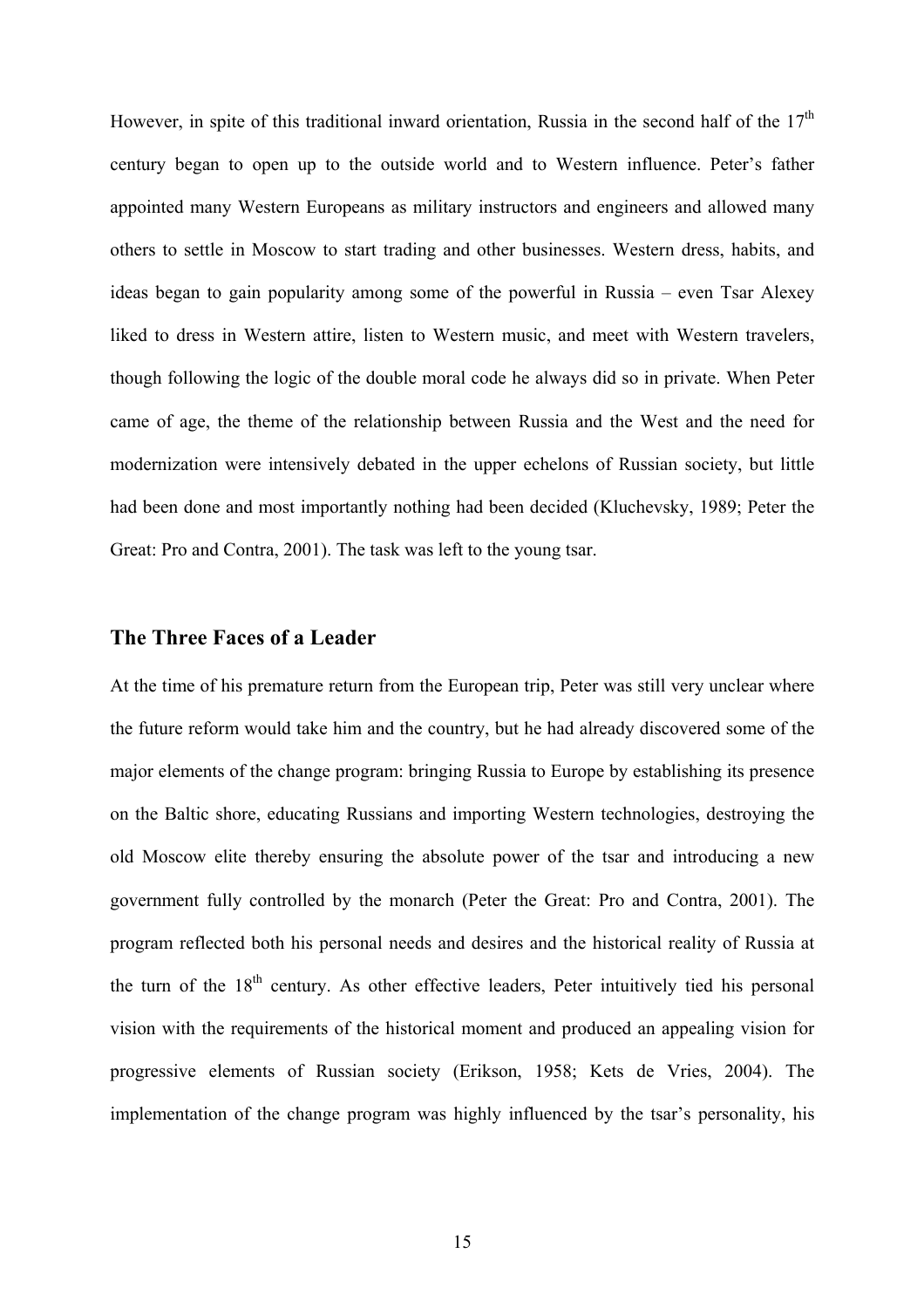However, in spite of this traditional inward orientation, Russia in the second half of the 17th century began to open up to the outside world and to Western influence. Peter's father appointed many Western Europeans as military instructors and engineers and allowed many others to settle in Moscow to start trading and other businesses. Western dress, habits, and ideas began to gain popularity among some of the powerful in Russia – even Tsar Alexey liked to dress in Western attire, listen to Western music, and meet with Western travelers, though following the logic of the double moral code he always did so in private. When Peter came of age, the theme of the relationship between Russia and the West and the need for modernization were intensively debated in the upper echelons of Russian society, but little had been done and most importantly nothing had been decided (Kluchevsky, 1989; Peter the Great: Pro and Contra, 2001). The task was left to the young tsar.

## The Three Faces of a Leader

At the time of his premature return from the European trip, Peter was still very unclear where the future reform would take him and the country, but he had already discovered some of the major elements of the change program: bringing Russia to Europe by establishing its presence on the Baltic shore, educating Russians and importing Western technologies, destroying the old Moscow elite thereby ensuring the absolute power of the tsar and introducing a new government fully controlled by the monarch (Peter the Great: Pro and Contra, 2001). The program reflected both his personal needs and desires and the historical reality of Russia at the turn of the 18th century. As other effective leaders, Peter intuitively tied his personal vision with the requirements of the historical moment and produced an appealing vision for progressive elements of Russian society (Erikson, 1958; Kets de Vries, 2004). The implementation of the change program was highly influenced by the tsar's personality, his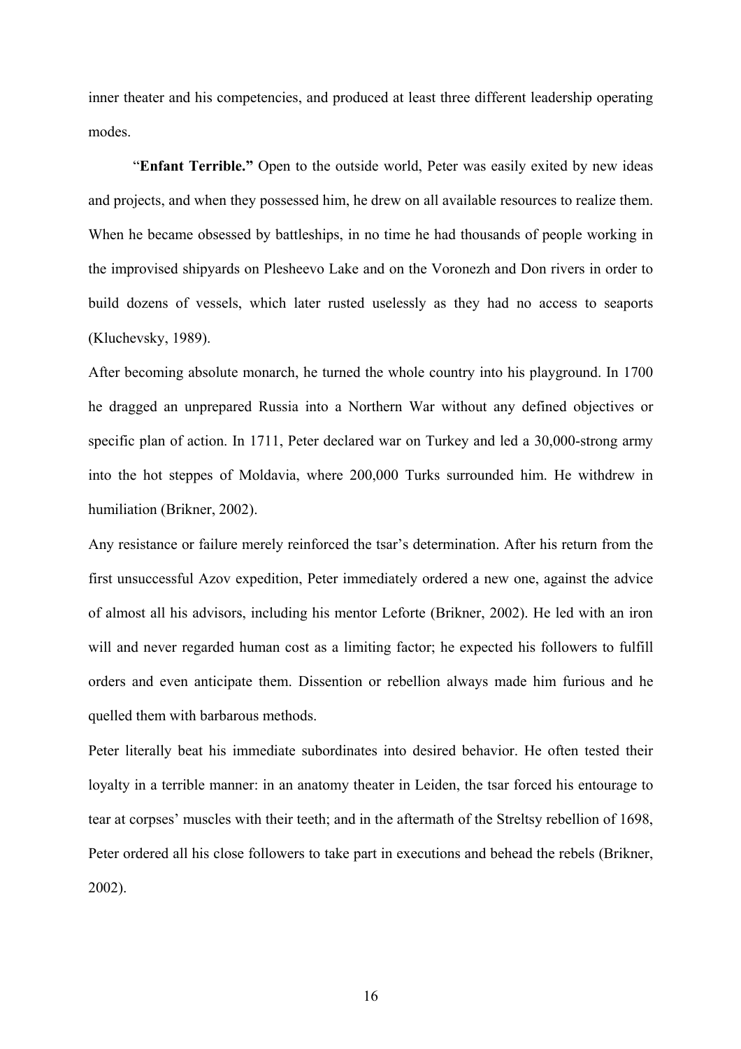inner theater and his competencies, and produced at least three different leadership operating modes.

"**Enfant Terrible."** Open to the outside world, Peter was easily exited by new ideas and projects, and when they possessed him, he drew on all available resources to realize them. When he became obsessed by battleships, in no time he had thousands of people working in the improvised shipyards on Plesheevo Lake and on the Voronezh and Don rivers in order to build dozens of vessels, which later rusted uselessly as they had no access to seaports (Kluchevsky, 1989).

After becoming absolute monarch, he turned the whole country into his playground. In 1700 he dragged an unprepared Russia into a Northern War without any defined objectives or specific plan of action. In 1711, Peter declared war on Turkey and led a 30,000-strong army into the hot steppes of Moldavia, where 200,000 Turks surrounded him. He withdrew in humiliation (Brikner, 2002).

Any resistance or failure merely reinforced the tsar's determination. After his return from the first unsuccessful Azov expedition, Peter immediately ordered a new one, against the advice of almost all his advisors, including his mentor Leforte (Brikner, 2002). He led with an iron will and never regarded human cost as a limiting factor; he expected his followers to fulfill orders and even anticipate them. Dissention or rebellion always made him furious and he quelled them with barbarous methods.

Peter literally beat his immediate subordinates into desired behavior. He often tested their loyalty in a terrible manner: in an anatomy theater in Leiden, the tsar forced his entourage to tear at corpses' muscles with their teeth; and in the aftermath of the Streltsy rebellion of 1698, Peter ordered all his close followers to take part in executions and behead the rebels (Brikner, 2002).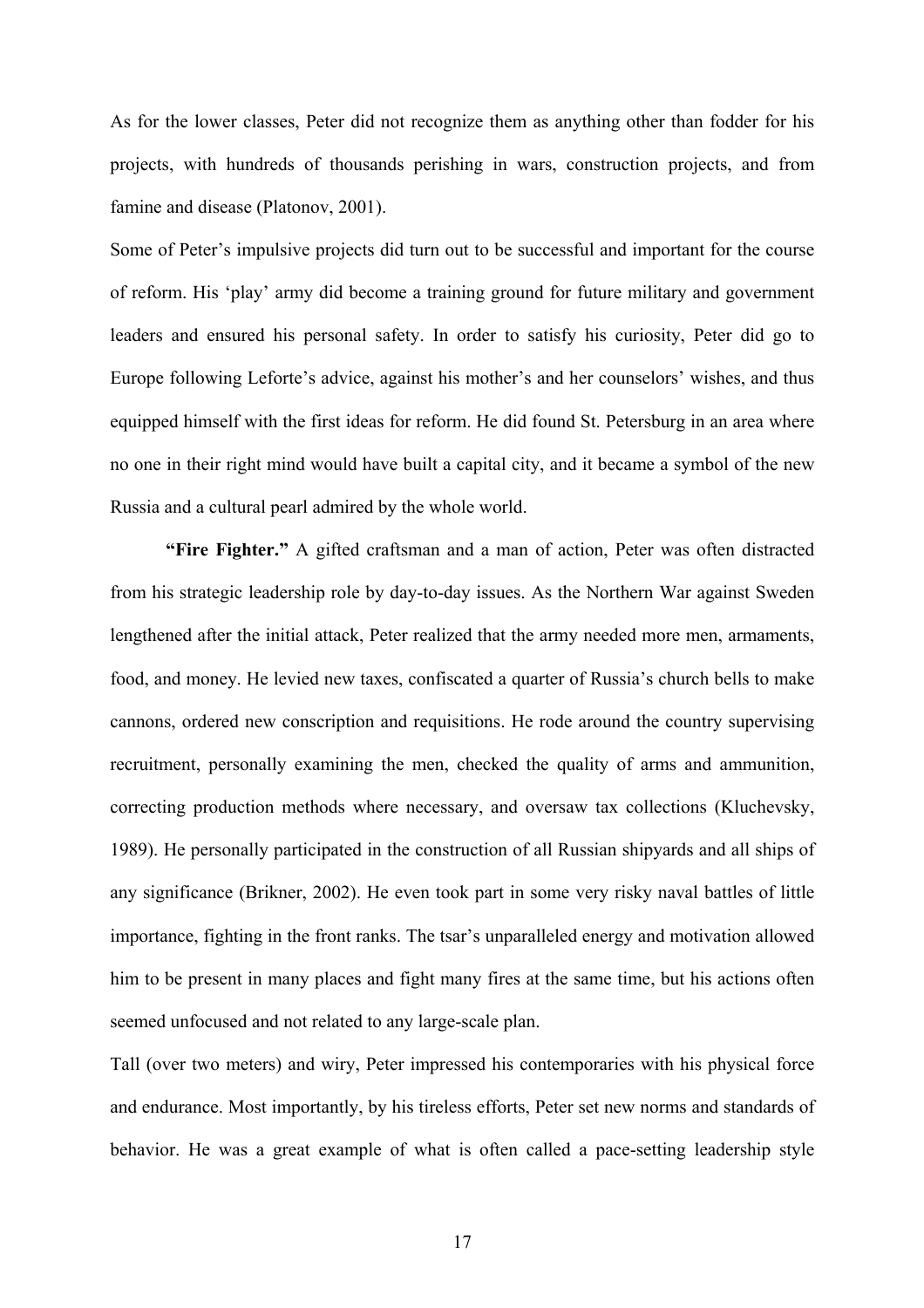As for the lower classes, Peter did not recognize them as anything other than fodder for his projects, with hundreds of thousands perishing in wars, construction projects, and from famine and disease (Platonov, 2001).

Some of Peter's impulsive projects did turn out to be successful and important for the course of reform. His 'play' army did become a training ground for future military and government leaders and ensured his personal safety. In order to satisfy his curiosity, Peter did go to Europe following Leforte's advice, against his mother's and her counselors' wishes, and thus equipped himself with the first ideas for reform. He did found St. Petersburg in an area where no one in their right mind would have built a capital city, and it became a symbol of the new Russia and a cultural pearl admired by the whole world.

**"Fire Fighter."** A gifted craftsman and a man of action, Peter was often distracted from his strategic leadership role by day-to-day issues. As the Northern War against Sweden lengthened after the initial attack, Peter realized that the army needed more men, armaments, food, and money. He levied new taxes, confiscated a quarter of Russia's church bells to make cannons, ordered new conscription and requisitions. He rode around the country supervising recruitment, personally examining the men, checked the quality of arms and ammunition, correcting production methods where necessary, and oversaw tax collections (Kluchevsky, 1989). He personally participated in the construction of all Russian shipyards and all ships of any significance (Brikner, 2002). He even took part in some very risky naval battles of little importance, fighting in the front ranks. The tsar's unparalleled energy and motivation allowed him to be present in many places and fight many fires at the same time, but his actions often seemed unfocused and not related to any large-scale plan.

Tall (over two meters) and wiry, Peter impressed his contemporaries with his physical force and endurance. Most importantly, by his tireless efforts, Peter set new norms and standards of behavior. He was a great example of what is often called a pace-setting leadership style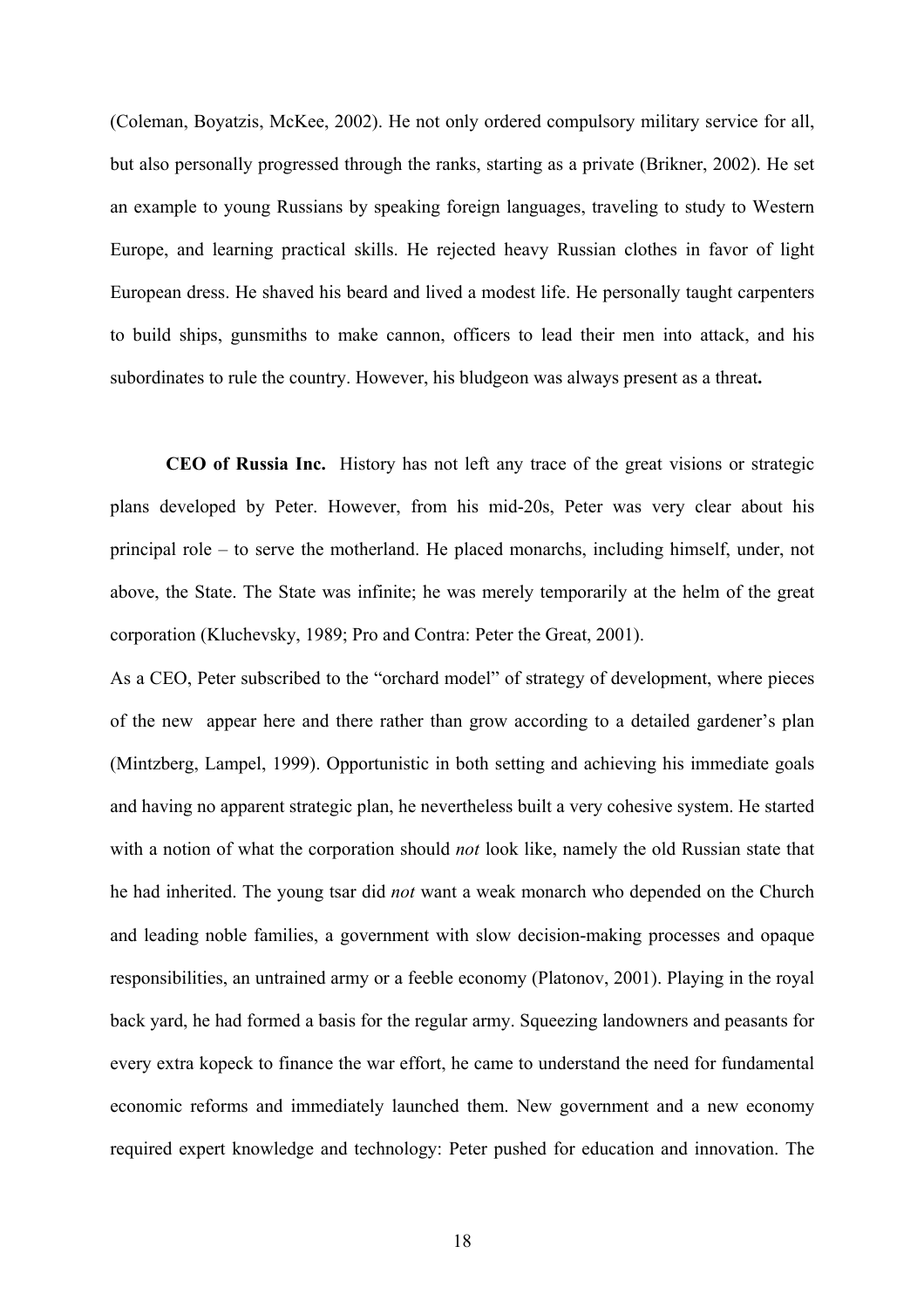(Coleman, Boyatzis, McKee, 2002). He not only ordered compulsory military service for all, but also personally progressed through the ranks, starting as a private (Brikner, 2002). He set an example to young Russians by speaking foreign languages, traveling to study to Western Europe, and learning practical skills. He rejected heavy Russian clothes in favor of light European dress. He shaved his beard and lived a modest life. He personally taught carpenters to build ships, gunsmiths to make cannon, officers to lead their men into attack, and his subordinates to rule the country. However, his bludgeon was always present as a threat**.**

**CEO of Russia Inc.** History has not left any trace of the great visions or strategic plans developed by Peter. However, from his mid-20s, Peter was very clear about his principal role – to serve the motherland. He placed monarchs, including himself, under, not above, the State. The State was infinite; he was merely temporarily at the helm of the great corporation (Kluchevsky, 1989; Pro and Contra: Peter the Great, 2001).

As a CEO, Peter subscribed to the "orchard model" of strategy of development, where pieces of the new appear here and there rather than grow according to a detailed gardener's plan (Mintzberg, Lampel, 1999). Opportunistic in both setting and achieving his immediate goals and having no apparent strategic plan, he nevertheless built a very cohesive system. He started with a notion of what the corporation should *not* look like, namely the old Russian state that he had inherited. The young tsar did *not* want a weak monarch who depended on the Church and leading noble families, a government with slow decision-making processes and opaque responsibilities, an untrained army or a feeble economy (Platonov, 2001). Playing in the royal back yard, he had formed a basis for the regular army. Squeezing landowners and peasants for every extra kopeck to finance the war effort, he came to understand the need for fundamental economic reforms and immediately launched them. New government and a new economy required expert knowledge and technology: Peter pushed for education and innovation. The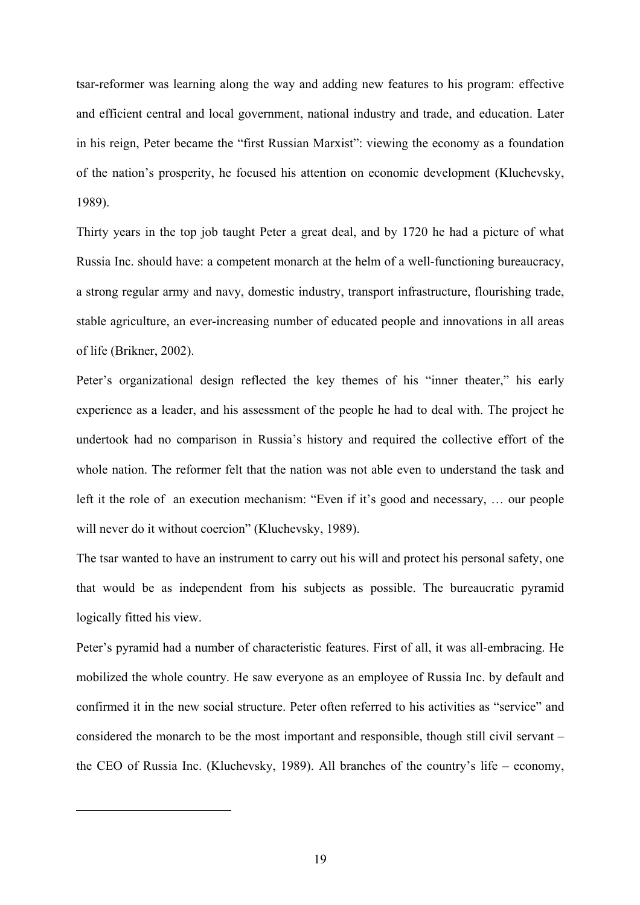tsar-reformer was learning along the way and adding new features to his program: effective and efficient central and local government, national industry and trade, and education. Later in his reign, Peter became the "first Russian Marxist": viewing the economy as a foundation of the nation's prosperity, he focused his attention on economic development (Kluchevsky, 1989).

Thirty years in the top job taught Peter a great deal, and by 1720 he had a picture of what Russia Inc. should have: a competent monarch at the helm of a well-functioning bureaucracy, a strong regular army and navy, domestic industry, transport infrastructure, flourishing trade, stable agriculture, an ever-increasing number of educated people and innovations in all areas of life (Brikner, 2002).

Peter's organizational design reflected the key themes of his "inner theater," his early experience as a leader, and his assessment of the people he had to deal with. The project he undertook had no comparison in Russia's history and required the collective effort of the whole nation. The reformer felt that the nation was not able even to understand the task and left it the role of an execution mechanism: "Even if it's good and necessary, … our people will never do it without coercion" (Kluchevsky, 1989).

The tsar wanted to have an instrument to carry out his will and protect his personal safety, one that would be as independent from his subjects as possible. The bureaucratic pyramid logically fitted his view.

Peter's pyramid had a number of characteristic features. First of all, it was all-embracing. He mobilized the whole country. He saw everyone as an employee of Russia Inc. by default and confirmed it in the new social structure. Peter often referred to his activities as "service" and considered the monarch to be the most important and responsible, though still civil servant – the CEO of Russia Inc. (Kluchevsky, 1989). All branches of the country's life – economy,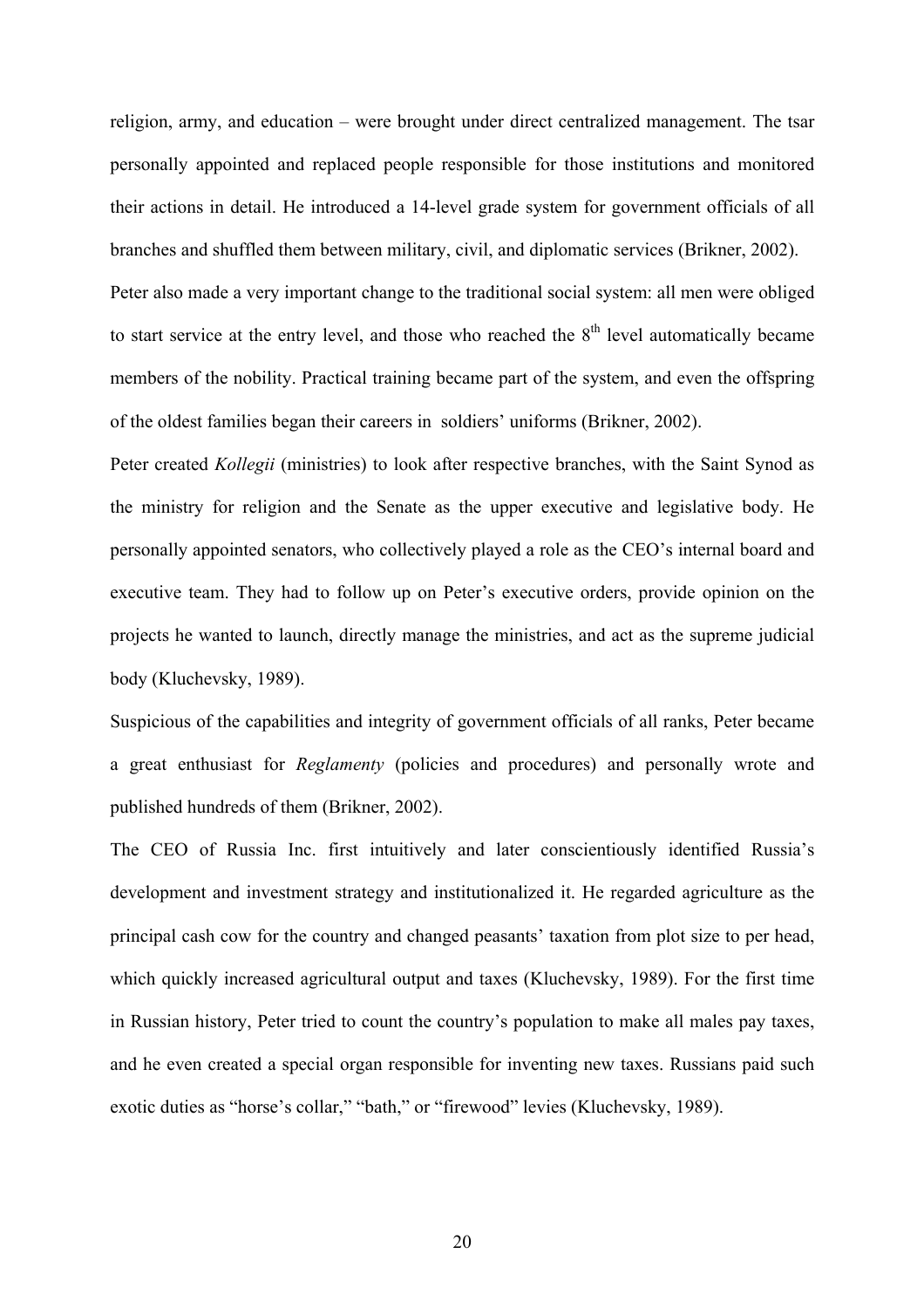religion, army, and education – were brought under direct centralized management. The tsar personally appointed and replaced people responsible for those institutions and monitored their actions in detail. He introduced a 14-level grade system for government officials of all branches and shuffled them between military, civil, and diplomatic services (Brikner, 2002).

Peter also made a very important change to the traditional social system: all men were obliged to start service at the entry level, and those who reached the 8th level automatically became members of the nobility. Practical training became part of the system, and even the offspring of the oldest families began their careers in soldiers' uniforms (Brikner, 2002).

Peter created *Kollegii* (ministries) to look after respective branches, with the Saint Synod as the ministry for religion and the Senate as the upper executive and legislative body. He personally appointed senators, who collectively played a role as the CEO's internal board and executive team. They had to follow up on Peter's executive orders, provide opinion on the projects he wanted to launch, directly manage the ministries, and act as the supreme judicial body (Kluchevsky, 1989).

Suspicious of the capabilities and integrity of government officials of all ranks, Peter became a great enthusiast for *Reglamenty* (policies and procedures) and personally wrote and published hundreds of them (Brikner, 2002).

The CEO of Russia Inc. first intuitively and later conscientiously identified Russia's development and investment strategy and institutionalized it. He regarded agriculture as the principal cash cow for the country and changed peasants' taxation from plot size to per head, which quickly increased agricultural output and taxes (Kluchevsky, 1989). For the first time in Russian history, Peter tried to count the country's population to make all males pay taxes, and he even created a special organ responsible for inventing new taxes. Russians paid such exotic duties as "horse's collar," "bath," or "firewood" levies (Kluchevsky, 1989).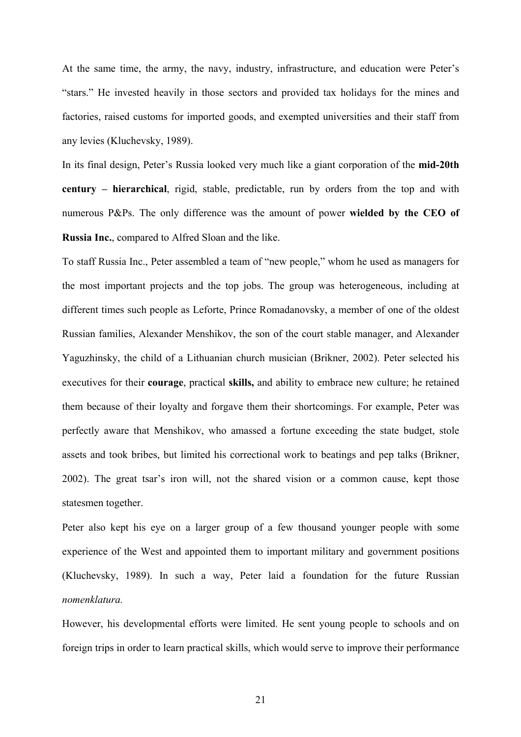At the same time, the army, the navy, industry, infrastructure, and education were Peter's "stars." He invested heavily in those sectors and provided tax holidays for the mines and factories, raised customs for imported goods, and exempted universities and their staff from any levies (Kluchevsky, 1989).

In its final design, Peter's Russia looked very much like a giant corporation of the **mid-20th century – hierarchical**, rigid, stable, predictable, run by orders from the top and with numerous P&Ps. The only difference was the amount of power **wielded by the CEO of Russia Inc.**, compared to Alfred Sloan and the like.

To staff Russia Inc., Peter assembled a team of "new people," whom he used as managers for the most important projects and the top jobs. The group was heterogeneous, including at different times such people as Leforte, Prince Romadanovsky, a member of one of the oldest Russian families, Alexander Menshikov, the son of the court stable manager, and Alexander Yaguzhinsky, the child of a Lithuanian church musician (Brikner, 2002). Peter selected his executives for their **courage**, practical **skills,** and ability to embrace new culture; he retained them because of their loyalty and forgave them their shortcomings. For example, Peter was perfectly aware that Menshikov, who amassed a fortune exceeding the state budget, stole assets and took bribes, but limited his correctional work to beatings and pep talks (Brikner, 2002). The great tsar's iron will, not the shared vision or a common cause, kept those statesmen together.

Peter also kept his eye on a larger group of a few thousand younger people with some experience of the West and appointed them to important military and government positions (Kluchevsky, 1989). In such a way, Peter laid a foundation for the future Russian *nomenklatura.*

However, his developmental efforts were limited. He sent young people to schools and on foreign trips in order to learn practical skills, which would serve to improve their performance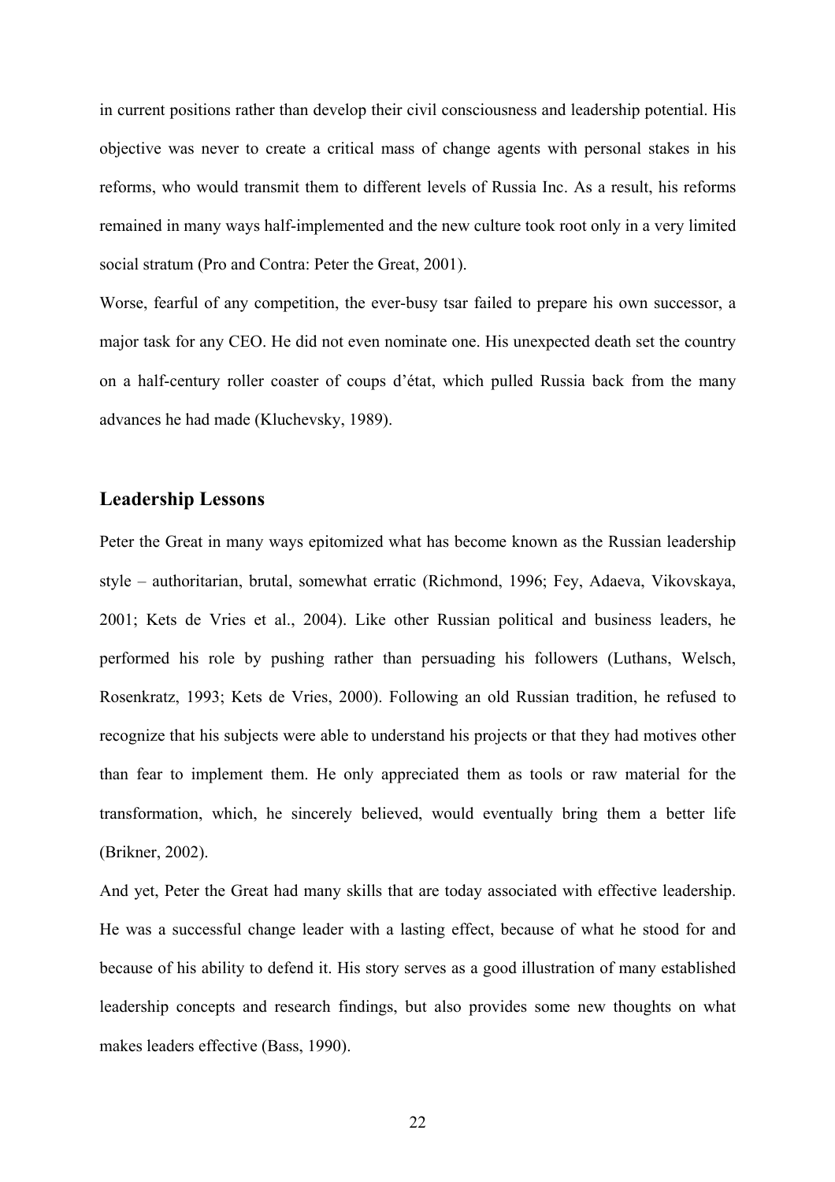in current positions rather than develop their civil consciousness and leadership potential. His objective was never to create a critical mass of change agents with personal stakes in his reforms, who would transmit them to different levels of Russia Inc. As a result, his reforms remained in many ways half-implemented and the new culture took root only in a very limited social stratum (Pro and Contra: Peter the Great, 2001).

Worse, fearful of any competition, the ever-busy tsar failed to prepare his own successor, a major task for any CEO. He did not even nominate one. His unexpected death set the country on a half-century roller coaster of coups d'état, which pulled Russia back from the many advances he had made (Kluchevsky, 1989).

## Leadership Lessons

Peter the Great in many ways epitomized what has become known as the Russian leadership style – authoritarian, brutal, somewhat erratic (Richmond, 1996; Fey, Adaeva, Vikovskaya, 2001; Kets de Vries et al., 2004). Like other Russian political and business leaders, he performed his role by pushing rather than persuading his followers (Luthans, Welsch, Rosenkratz, 1993; Kets de Vries, 2000). Following an old Russian tradition, he refused to recognize that his subjects were able to understand his projects or that they had motives other than fear to implement them. He only appreciated them as tools or raw material for the transformation, which, he sincerely believed, would eventually bring them a better life (Brikner, 2002).

And yet, Peter the Great had many skills that are today associated with effective leadership. He was a successful change leader with a lasting effect, because of what he stood for and because of his ability to defend it. His story serves as a good illustration of many established leadership concepts and research findings, but also provides some new thoughts on what makes leaders effective (Bass, 1990).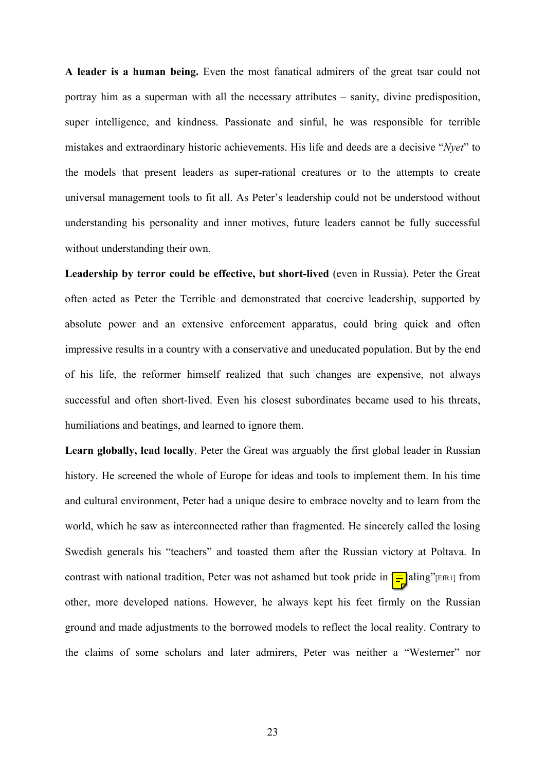**A leader is a human being.** Even the most fanatical admirers of the great tsar could not portray him as a superman with all the necessary attributes – sanity, divine predisposition, super intelligence, and kindness. Passionate and sinful, he was responsible for terrible mistakes and extraordinary historic achievements. His life and deeds are a decisive "*Nyet*" to the models that present leaders as super-rational creatures or to the attempts to create universal management tools to fit all. As Peter's leadership could not be understood without understanding his personality and inner motives, future leaders cannot be fully successful without understanding their own.

**Leadership by terror could be effective, but short-lived** (even in Russia). Peter the Great often acted as Peter the Terrible and demonstrated that coercive leadership, supported by absolute power and an extensive enforcement apparatus, could bring quick and often impressive results in a country with a conservative and uneducated population. But by the end of his life, the reformer himself realized that such changes are expensive, not always successful and often short-lived. Even his closest subordinates became used to his threats, humiliations and beatings, and learned to ignore them.

**Learn globally, lead locally**. Peter the Great was arguably the first global leader in Russian history. He screened the whole of Europe for ideas and tools to implement them. In his time and cultural environment, Peter had a unique desire to embrace novelty and to learn from the world, which he saw as interconnected rather than fragmented. He sincerely called the losing Swedish generals his "teachers" and toasted them after the Russian victory at Poltava. In contrast with national tradition, Peter was not ashamed but took pride in "stealing"[EfR1] from other, more developed nations. However, he always kept his feet firmly on the Russian ground and made adjustments to the borrowed models to reflect the local reality. Contrary to the claims of some scholars and later admirers, Peter was neither a "Westerner" nor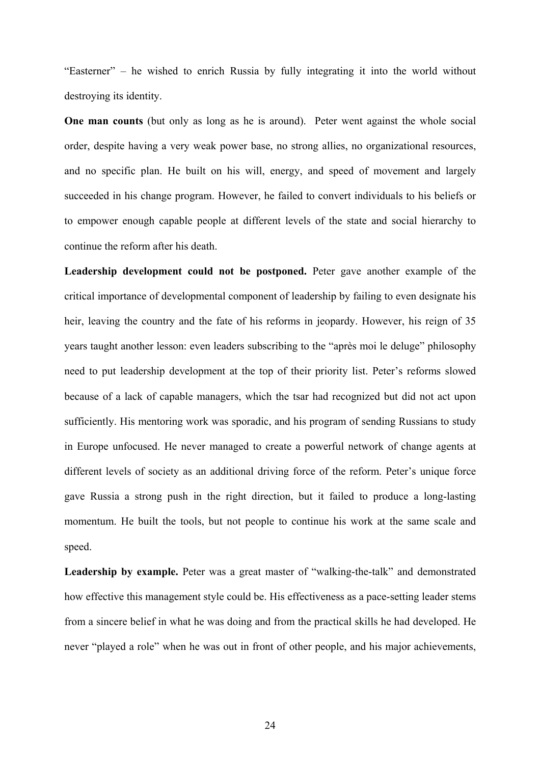"Easterner" – he wished to enrich Russia by fully integrating it into the world without destroying its identity.

**One man counts** (but only as long as he is around). Peter went against the whole social order, despite having a very weak power base, no strong allies, no organizational resources, and no specific plan. He built on his will, energy, and speed of movement and largely succeeded in his change program. However, he failed to convert individuals to his beliefs or to empower enough capable people at different levels of the state and social hierarchy to continue the reform after his death.

**Leadership development could not be postponed.** Peter gave another example of the critical importance of developmental component of leadership by failing to even designate his heir, leaving the country and the fate of his reforms in jeopardy. However, his reign of 35 years taught another lesson: even leaders subscribing to the "après moi le deluge" philosophy need to put leadership development at the top of their priority list. Peter's reforms slowed because of a lack of capable managers, which the tsar had recognized but did not act upon sufficiently. His mentoring work was sporadic, and his program of sending Russians to study in Europe unfocused. He never managed to create a powerful network of change agents at different levels of society as an additional driving force of the reform. Peter's unique force gave Russia a strong push in the right direction, but it failed to produce a long-lasting momentum. He built the tools, but not people to continue his work at the same scale and speed.

**Leadership by example.** Peter was a great master of "walking-the-talk" and demonstrated how effective this management style could be. His effectiveness as a pace-setting leader stems from a sincere belief in what he was doing and from the practical skills he had developed. He never "played a role" when he was out in front of other people, and his major achievements,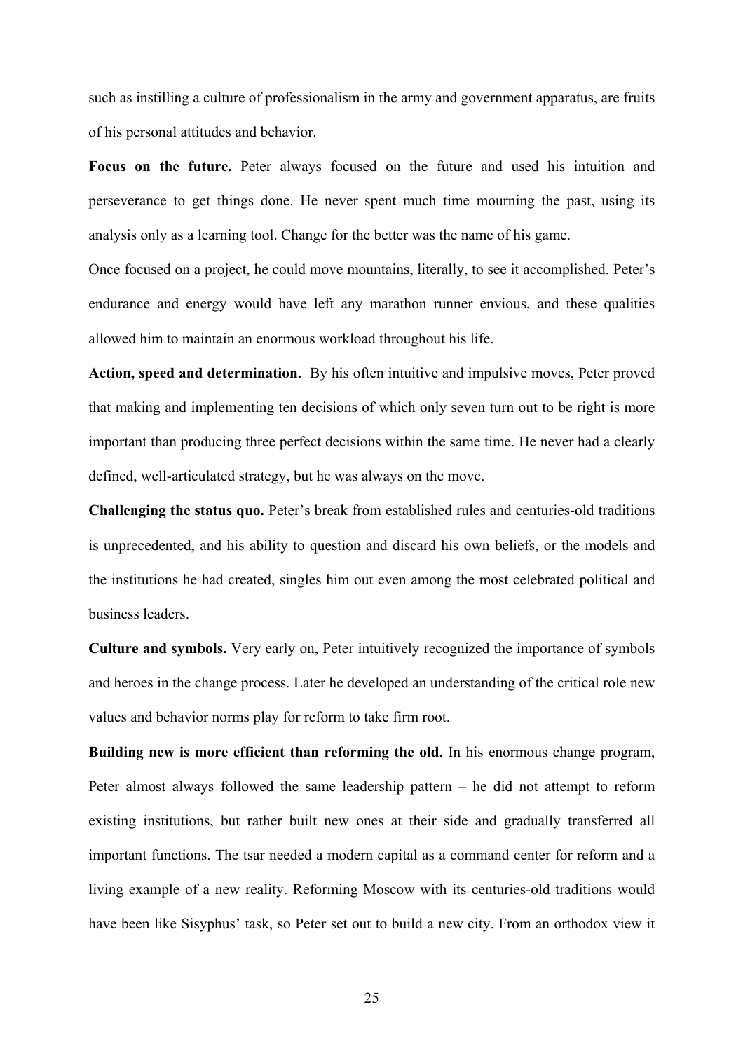such as instilling a culture of professionalism in the army and government apparatus, are fruits of his personal attitudes and behavior.

**Focus on the future.** Peter always focused on the future and used his intuition and perseverance to get things done. He never spent much time mourning the past, using its analysis only as a learning tool. Change for the better was the name of his game.

Once focused on a project, he could move mountains, literally, to see it accomplished. Peter's endurance and energy would have left any marathon runner envious, and these qualities allowed him to maintain an enormous workload throughout his life.

**Action, speed and determination.** By his often intuitive and impulsive moves, Peter proved that making and implementing ten decisions of which only seven turn out to be right is more important than producing three perfect decisions within the same time. He never had a clearly defined, well-articulated strategy, but he was always on the move.

**Challenging the status quo.** Peter's break from established rules and centuries-old traditions is unprecedented, and his ability to question and discard his own beliefs, or the models and the institutions he had created, singles him out even among the most celebrated political and business leaders.

**Culture and symbols.** Very early on, Peter intuitively recognized the importance of symbols and heroes in the change process. Later he developed an understanding of the critical role new values and behavior norms play for reform to take firm root.

**Building new is more efficient than reforming the old.** In his enormous change program, Peter almost always followed the same leadership pattern – he did not attempt to reform existing institutions, but rather built new ones at their side and gradually transferred all important functions. The tsar needed a modern capital as a command center for reform and a living example of a new reality. Reforming Moscow with its centuries-old traditions would have been like Sisyphus' task, so Peter set out to build a new city. From an orthodox view it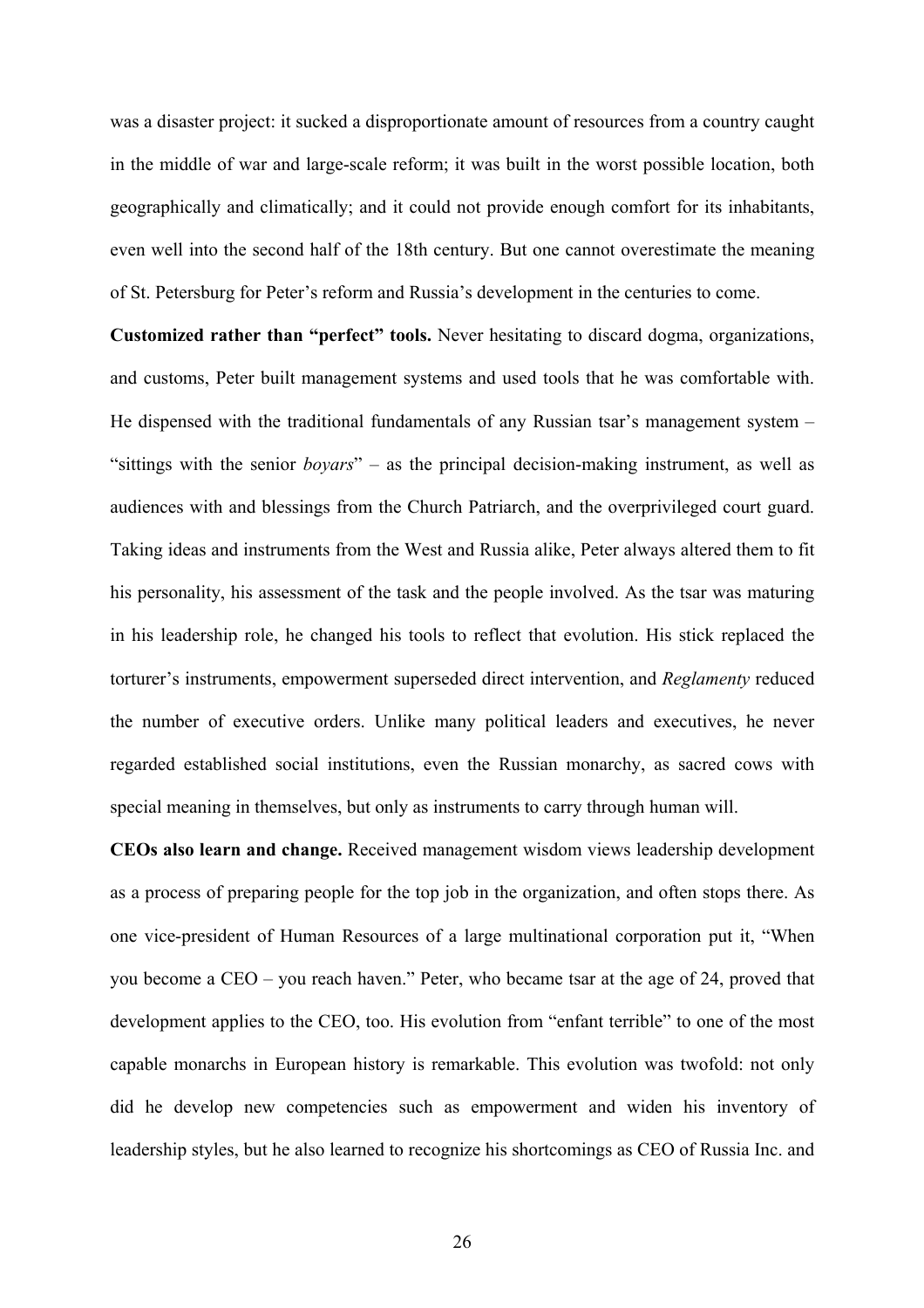was a disaster project: it sucked a disproportionate amount of resources from a country caught in the middle of war and large-scale reform; it was built in the worst possible location, both geographically and climatically; and it could not provide enough comfort for its inhabitants, even well into the second half of the 18th century. But one cannot overestimate the meaning of St. Petersburg for Peter's reform and Russia's development in the centuries to come.

**Customized rather than "perfect" tools.** Never hesitating to discard dogma, organizations, and customs, Peter built management systems and used tools that he was comfortable with. He dispensed with the traditional fundamentals of any Russian tsar's management system – "sittings with the senior *boyars*" – as the principal decision-making instrument, as well as audiences with and blessings from the Church Patriarch, and the overprivileged court guard. Taking ideas and instruments from the West and Russia alike, Peter always altered them to fit his personality, his assessment of the task and the people involved. As the tsar was maturing in his leadership role, he changed his tools to reflect that evolution. His stick replaced the torturer's instruments, empowerment superseded direct intervention, and *Reglamenty* reduced the number of executive orders. Unlike many political leaders and executives, he never regarded established social institutions, even the Russian monarchy, as sacred cows with special meaning in themselves, but only as instruments to carry through human will.

**CEOs also learn and change.** Received management wisdom views leadership development as a process of preparing people for the top job in the organization, and often stops there. As one vice-president of Human Resources of a large multinational corporation put it, "When you become a CEO – you reach haven." Peter, who became tsar at the age of 24, proved that development applies to the CEO, too. His evolution from "enfant terrible" to one of the most capable monarchs in European history is remarkable. This evolution was twofold: not only did he develop new competencies such as empowerment and widen his inventory of leadership styles, but he also learned to recognize his shortcomings as CEO of Russia Inc. and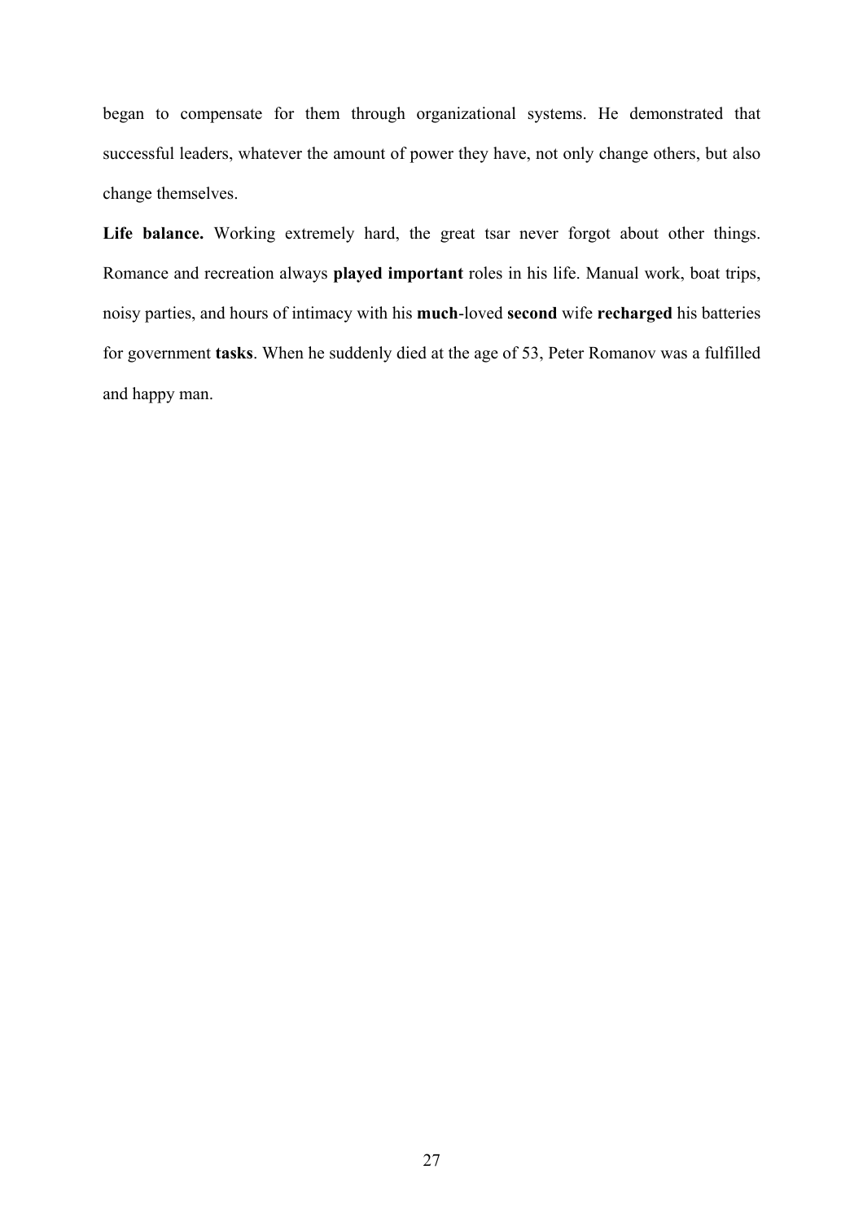began to compensate for them through organizational systems. He demonstrated that successful leaders, whatever the amount of power they have, not only change others, but also change themselves.

**Life balance.** Working extremely hard, the great tsar never forgot about other things. Romance and recreation always **played important** roles in his life. Manual work, boat trips, noisy parties, and hours of intimacy with his **much**-loved **second** wife **recharged** his batteries for government **tasks**. When he suddenly died at the age of 53, Peter Romanov was a fulfilled and happy man.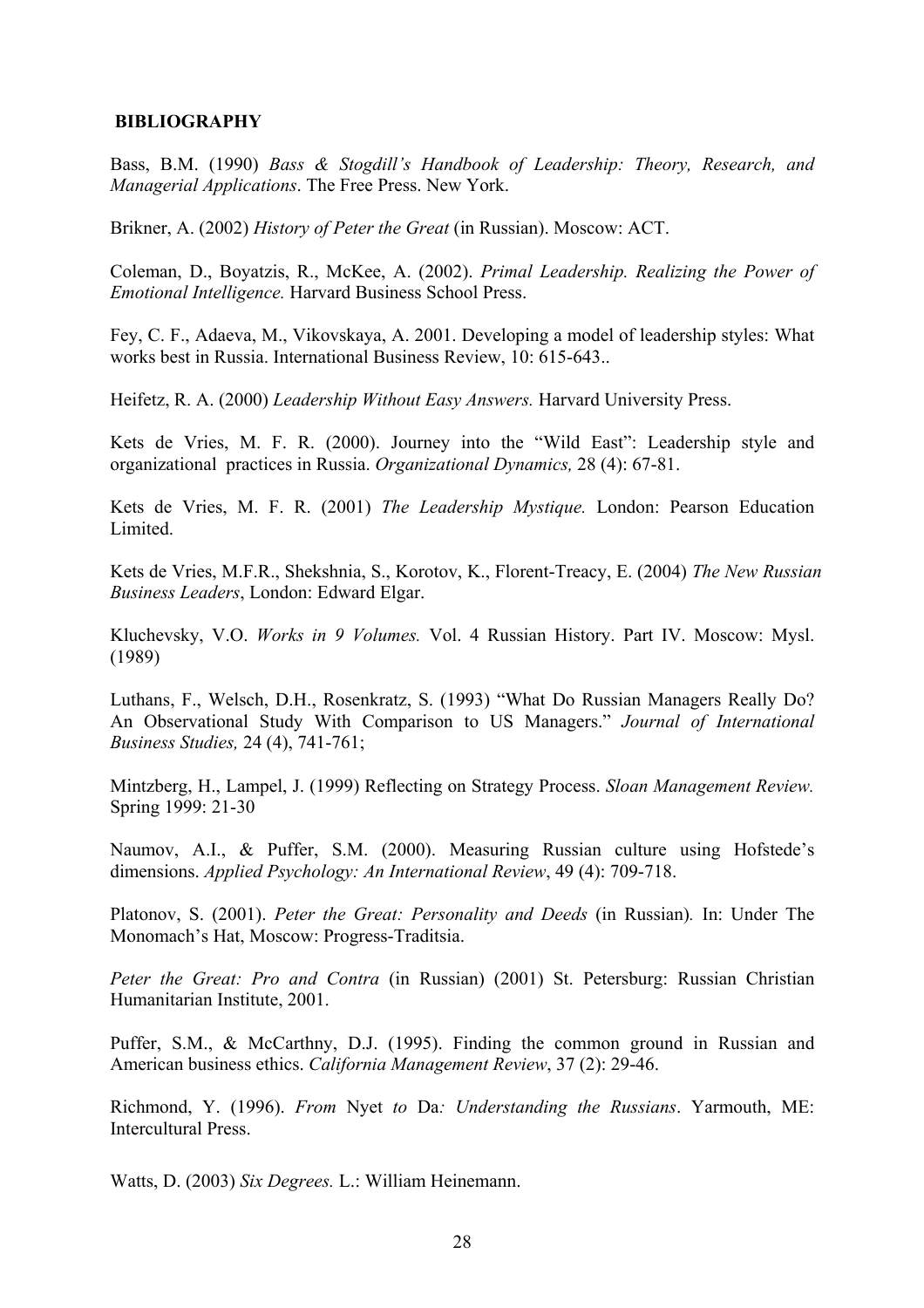**BIBLIOGRAPHY**

Bass, B.M. (1990) *Bass & Stogdill's Handbook of Leadership: Theory, Research, and Managerial Applications*. The Free Press. New York.

Brikner, A. (2002) *History of Peter the Great* (in Russian). Moscow: ACT.

Coleman, D., Boyatzis, R., McKee, A. (2002). *Primal Leadership. Realizing the Power of Emotional Intelligence.* Harvard Business School Press.

Fey, C. F., Adaeva, M., Vikovskaya, A. 2001. Developing a model of leadership styles: What works best in Russia. International Business Review, 10: 615-643..

Heifetz, R. A. (2000) *Leadership Without Easy Answers.* Harvard University Press.

Kets de Vries, M. F. R. (2000). Journey into the "Wild East": Leadership style and organizational practices in Russia. *Organizational Dynamics,* 28 (4): 67-81.

Kets de Vries, M. F. R. (2001) *The Leadership Mystique.* London: Pearson Education Limited.

Kets de Vries, M.F.R., Shekshnia, S., Korotov, K., Florent-Treacy, E. (2004) *The New Russian Business Leaders*, London: Edward Elgar.

Kluchevsky, V.O. *Works in 9 Volumes.* Vol. 4 Russian History. Part IV. Moscow: Mysl. (1989)

Luthans, F., Welsch, D.H., Rosenkratz, S. (1993) "What Do Russian Managers Really Do? An Observational Study With Comparison to US Managers." *Journal of International Business Studies,* 24 (4), 741-761;

Mintzberg, H., Lampel, J. (1999) Reflecting on Strategy Process. *Sloan Management Review.* Spring 1999: 21-30

Naumov, A.I., & Puffer, S.M. (2000). Measuring Russian culture using Hofstede's dimensions. *Applied Psychology: An International Review*, 49 (4): 709-718.

Platonov, S. (2001). *Peter the Great: Personality and Deeds* (in Russian)*.* In: Under The Monomach's Hat, Moscow: Progress-Traditsia.

*Peter the Great: Pro and Contra* (in Russian) (2001) St. Petersburg: Russian Christian Humanitarian Institute, 2001.

Puffer, S.M., & McCarthny, D.J. (1995). Finding the common ground in Russian and American business ethics. *California Management Review*, 37 (2): 29-46.

Richmond, Y. (1996). *From* Nyet *to* Da*: Understanding the Russians*. Yarmouth, ME: Intercultural Press.

Watts, D. (2003) *Six Degrees.* L.: William Heinemann.